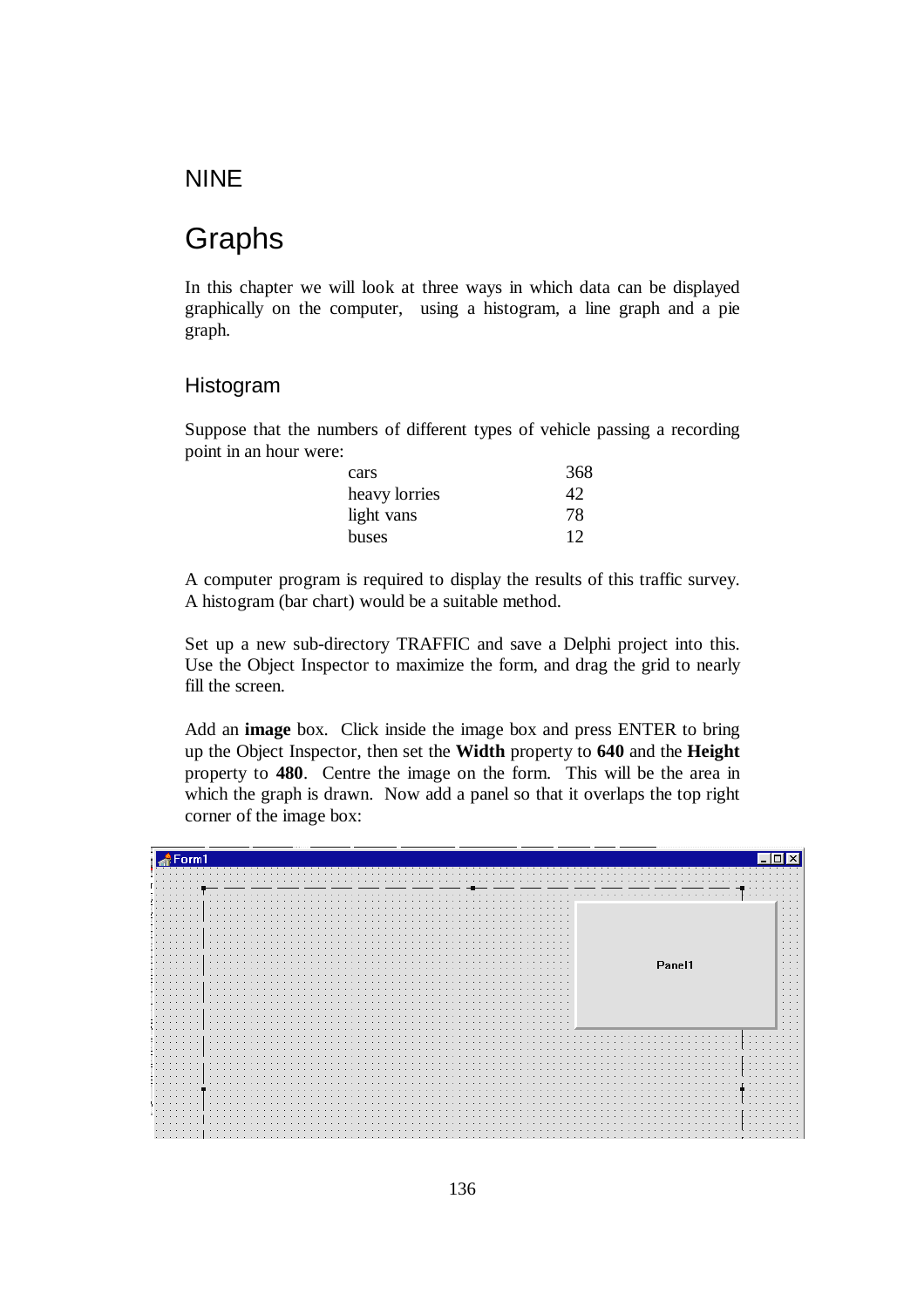# NINE

# Graphs

In this chapter we will look at three ways in which data can be displayed graphically on the computer, using a histogram, a line graph and a pie graph.

## Histogram

Suppose that the numbers of different types of vehicle passing a recording point in an hour were:

| | |
|---|---|
| cars | 368 |
| heavy lorries | 42 |
| light vans | 78 |
| buses | 12 |

A computer program is required to display the results of this traffic survey. A histogram (bar chart) would be a suitable method.

Set up a new sub-directory TRAFFIC and save a Delphi project into this. Use the Object Inspector to maximize the form, and drag the grid to nearly fill the screen.

Add an **image** box. Click inside the image box and press ENTER to bring up the Object Inspector, then set the **Width** property to **640** and the **Height** property to **480**. Centre the image on the form. This will be the area in which the graph is drawn. Now add a panel so that it overlaps the top right corner of the image box: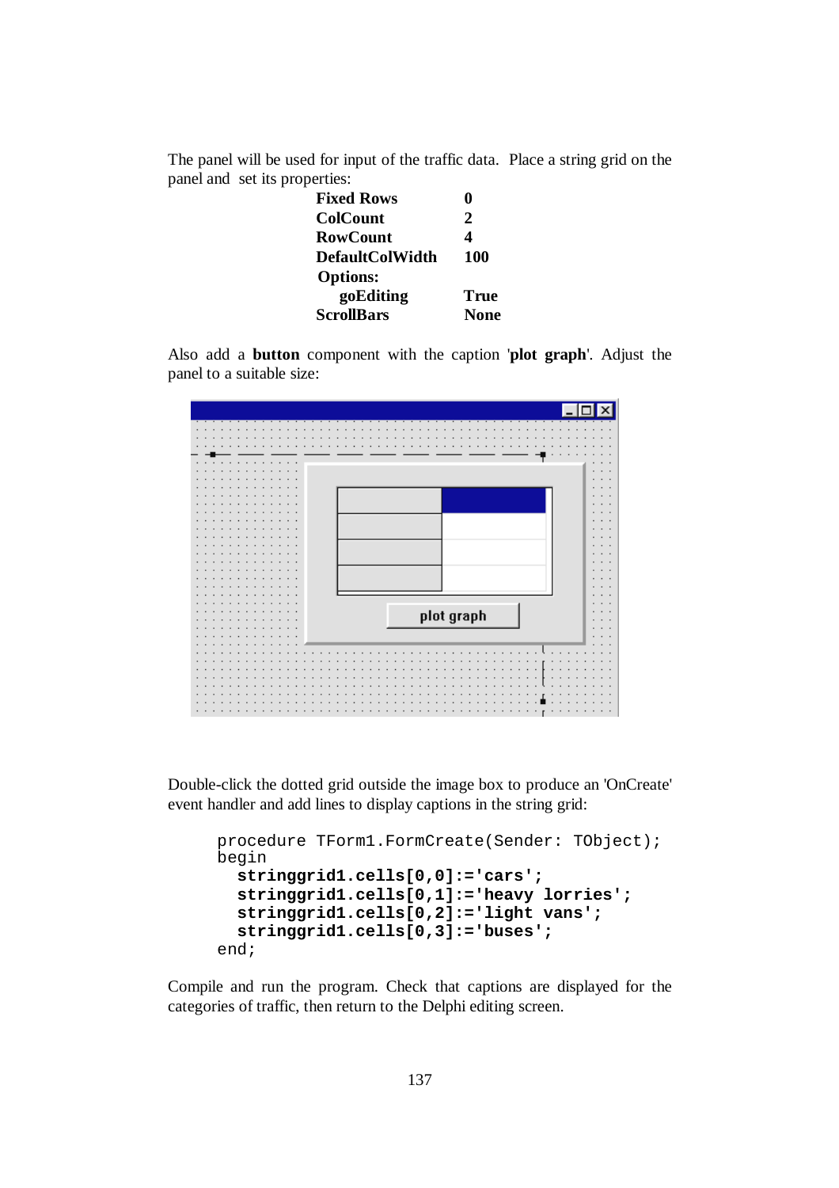The panel will be used for input of the traffic data. Place a string grid on the panel and set its properties:

| | |
|---|---|
| **Fixed Rows** | **0** |
| **ColCount** | **2** |
| **RowCount** | **4** |
| **DefaultColWidth** | **100** |
| **Options:** | |
| **goEditing** | **True** |
| **ScrollBars** | **None** |

Also add a **button** component with the caption '**plot graph**'. Adjust the panel to a suitable size:

Double-click the dotted grid outside the image box to produce an 'OnCreate' event handler and add lines to display captions in the string grid:

```
procedure TForm1.FormCreate(Sender: TObject);
begin
  stringgrid1.cells[0,0]:='cars';
  stringgrid1.cells[0,1]:='heavy lorries';
  stringgrid1.cells[0,2]:='light vans';
  stringgrid1.cells[0,3]:='buses';
end;
```

Compile and run the program. Check that captions are displayed for the categories of traffic, then return to the Delphi editing screen.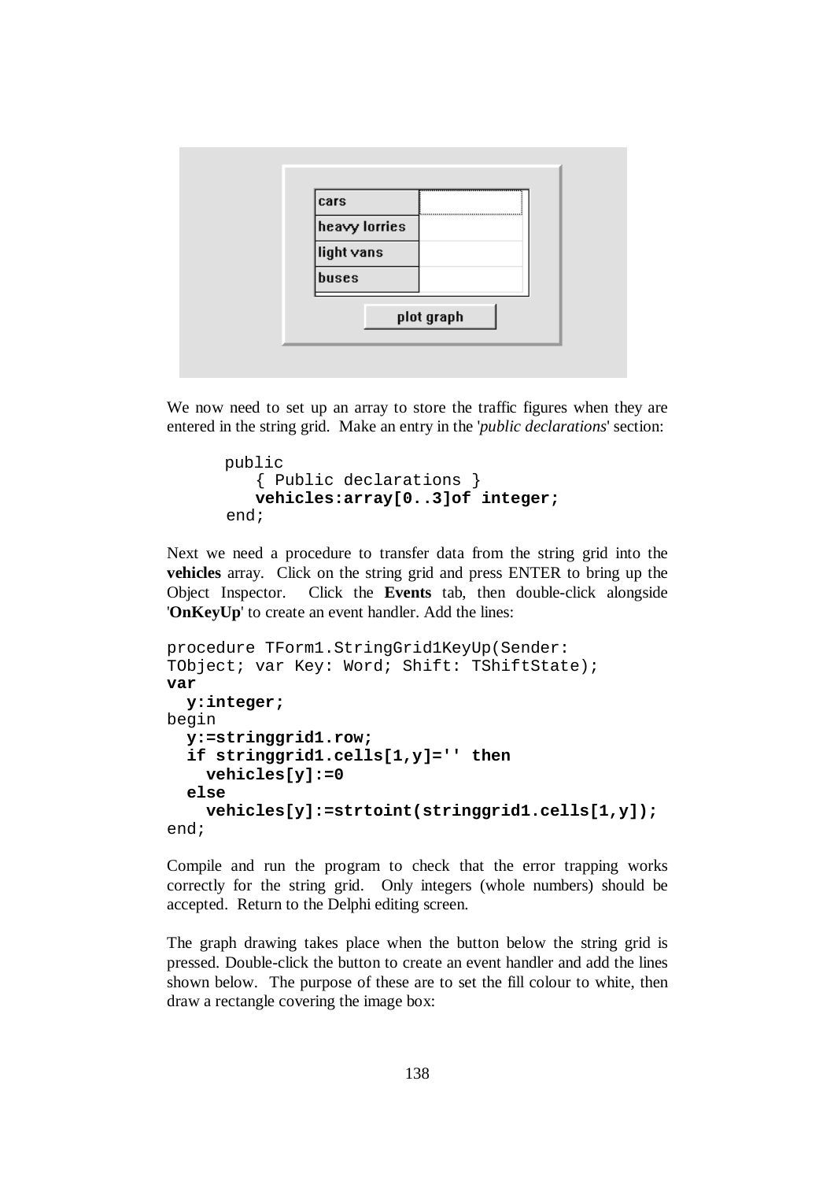We now need to set up an array to store the traffic figures when they are entered in the string grid. Make an entry in the '*public declarations*' section:

```
public
   { Public declarations }
   vehicles:array[0..3]of integer;
end;
```

Next we need a procedure to transfer data from the string grid into the **vehicles** array. Click on the string grid and press ENTER to bring up the Object Inspector. Click the **Events** tab, then double-click alongside '**OnKeyUp**' to create an event handler. Add the lines:

```
procedure TForm1.StringGrid1KeyUp(Sender:
TObject; var Key: Word; Shift: TShiftState);
var
  y:integer;
begin
  y:=stringgrid1.row;
  if stringgrid1.cells[1,y]='' then
    vehicles[y]:=0
  else
    vehicles[y]:=strtoint(stringgrid1.cells[1,y]);
end;
```

Compile and run the program to check that the error trapping works correctly for the string grid. Only integers (whole numbers) should be accepted. Return to the Delphi editing screen.

The graph drawing takes place when the button below the string grid is pressed. Double-click the button to create an event handler and add the lines shown below. The purpose of these are to set the fill colour to white, then draw a rectangle covering the image box: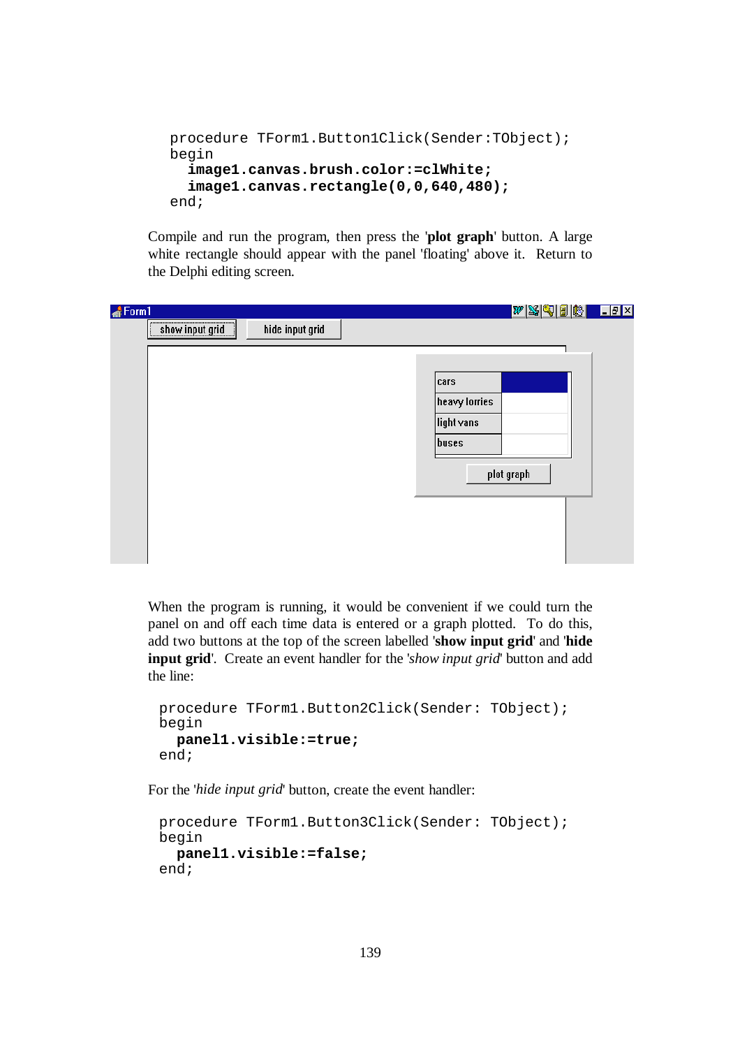```
procedure TForm1.Button1Click(Sender:TObject);
begin
  image1.canvas.brush.color:=clWhite;
  image1.canvas.rectangle(0,0,640,480);
end;
```

Compile and run the program, then press the '**plot graph**' button. A large white rectangle should appear with the panel 'floating' above it. Return to the Delphi editing screen.

When the program is running, it would be convenient if we could turn the panel on and off each time data is entered or a graph plotted. To do this, add two buttons at the top of the screen labelled '**show input grid**' and '**hide input grid**'. Create an event handler for the '*show input grid*' button and add the line:

```
procedure TForm1.Button2Click(Sender: TObject);
begin
  panel1.visible:=true;
end;
```

For the '*hide input grid*' button, create the event handler:

```
procedure TForm1.Button3Click(Sender: TObject);
begin
  panel1.visible:=false;
end;
```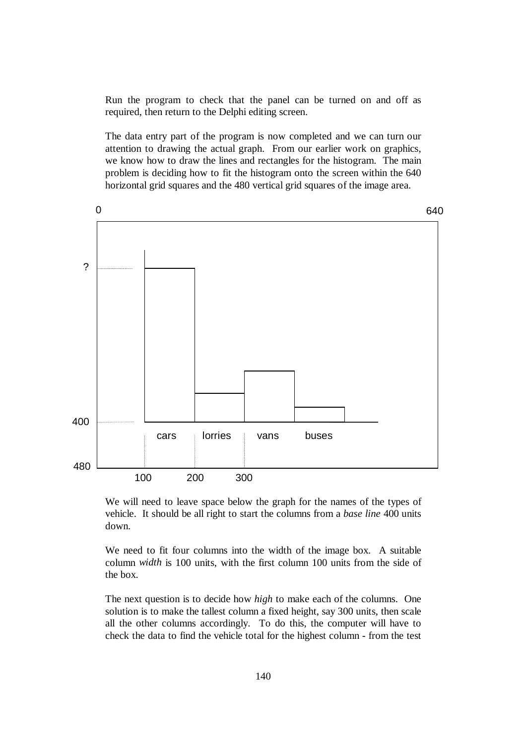Run the program to check that the panel can be turned on and off as required, then return to the Delphi editing screen.

The data entry part of the program is now completed and we can turn our attention to drawing the actual graph. From our earlier work on graphics, we know how to draw the lines and rectangles for the histogram. The main problem is deciding how to fit the histogram onto the screen within the 640 horizontal grid squares and the 480 vertical grid squares of the image area.

We will need to leave space below the graph for the names of the types of vehicle. It should be all right to start the columns from a *base line* 400 units down.

We need to fit four columns into the width of the image box. A suitable column *width* is 100 units, with the first column 100 units from the side of the box.

The next question is to decide how *high* to make each of the columns. One solution is to make the tallest column a fixed height, say 300 units, then scale all the other columns accordingly. To do this, the computer will have to check the data to find the vehicle total for the highest column - from the test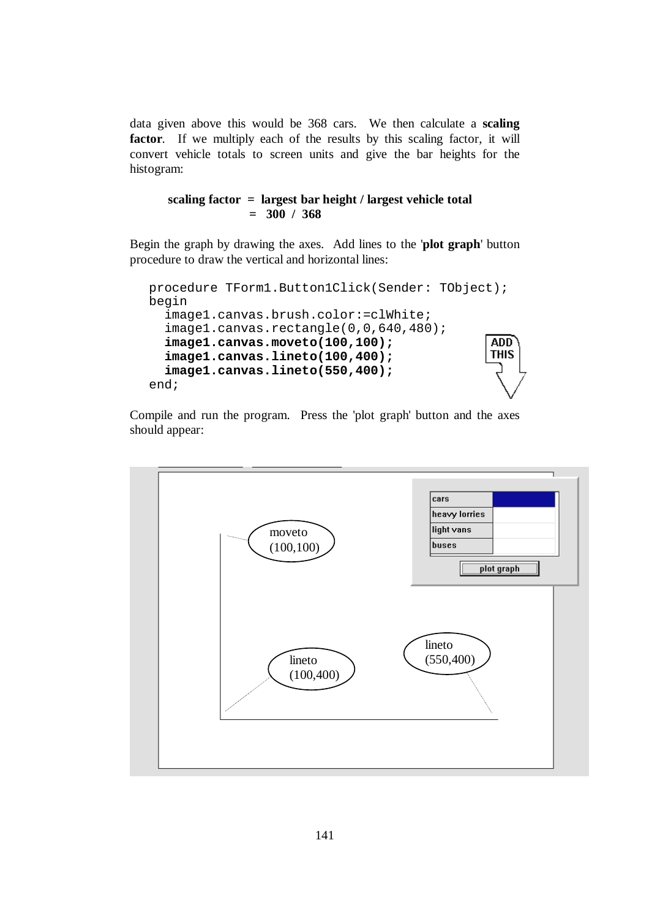data given above this would be 368 cars. We then calculate a **scaling factor**. If we multiply each of the results by this scaling factor, it will convert vehicle totals to screen units and give the bar heights for the histogram:

**scaling factor = largest bar height / largest vehicle total**
**= 300 / 368**

Begin the graph by drawing the axes. Add lines to the '**plot graph**' button procedure to draw the vertical and horizontal lines:

```
procedure TForm1.Button1Click(Sender: TObject);
begin
  image1.canvas.brush.color:=clWhite;
  image1.canvas.rectangle(0,0,640,480);
  image1.canvas.moveto(100,100);
  image1.canvas.lineto(100,400);
  image1.canvas.lineto(550,400);
end;
```

ADD THIS

Compile and run the program. Press the 'plot graph' button and the axes should appear: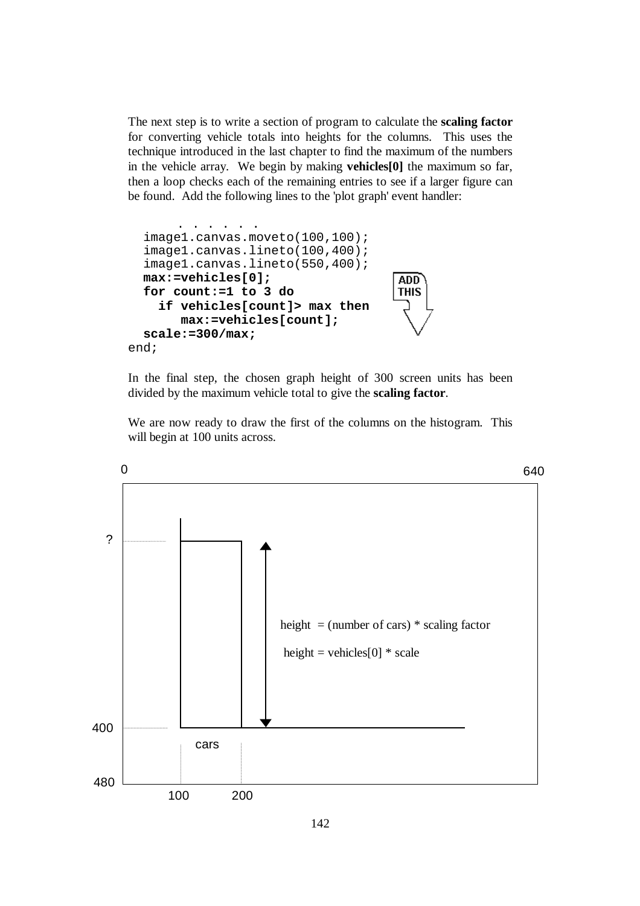The next step is to write a section of program to calculate the **scaling factor** for converting vehicle totals into heights for the columns. This uses the technique introduced in the last chapter to find the maximum of the numbers in the vehicle array. We begin by making **vehicles[0]** the maximum so far, then a loop checks each of the remaining entries to see if a larger figure can be found. Add the following lines to the 'plot graph' event handler:

```
      . . . . . .
  image1.canvas.moveto(100,100);
  image1.canvas.lineto(100,400);
  image1.canvas.lineto(550,400);
  max:=vehicles[0];
  for count:=1 to 3 do
    if vehicles[count]> max then
       max:=vehicles[count];
  scale:=300/max;
end;
```

ADD THIS

In the final step, the chosen graph height of 300 screen units has been divided by the maximum vehicle total to give the **scaling factor**.

We are now ready to draw the first of the columns on the histogram. This will begin at 100 units across.

0 640

?

height = (number of cars) * scaling factor

height = vehicles[0] * scale

400

cars

480

100 200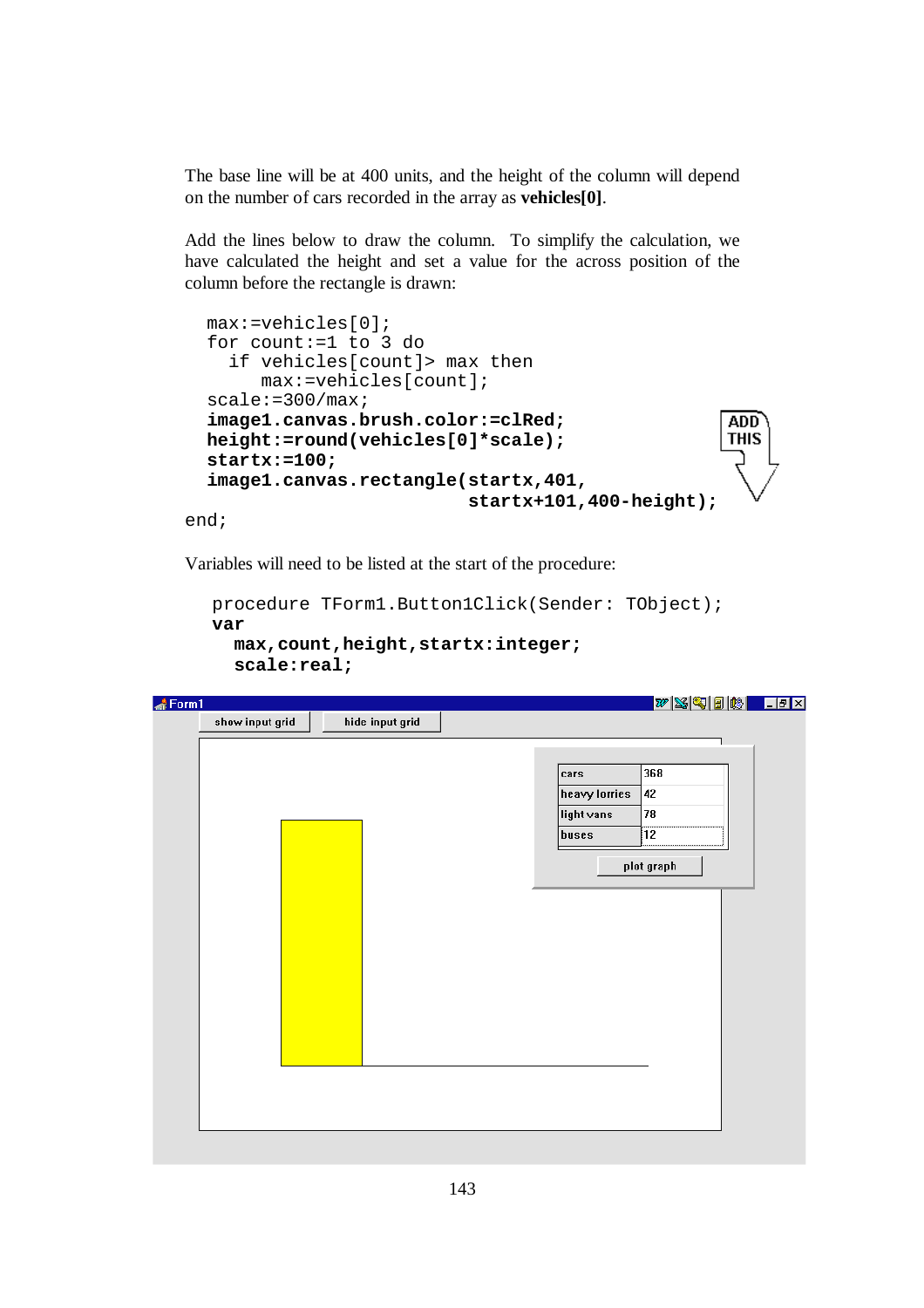The base line will be at 400 units, and the height of the column will depend on the number of cars recorded in the array as **vehicles[0]**.

Add the lines below to draw the column. To simplify the calculation, we have calculated the height and set a value for the across position of the column before the rectangle is drawn:

```
  max:=vehicles[0];
  for count:=1 to 3 do
    if vehicles[count]> max then
       max:=vehicles[count];
  scale:=300/max;
  image1.canvas.brush.color:=clRed;
  height:=round(vehicles[0]*scale);
  startx:=100;
  image1.canvas.rectangle(startx,401,
                          startx+101,400-height);
end;
```

ADD THIS

Variables will need to be listed at the start of the procedure:

```
procedure TForm1.Button1Click(Sender: TObject);
var
  max,count,height,startx:integer;
  scale:real;
```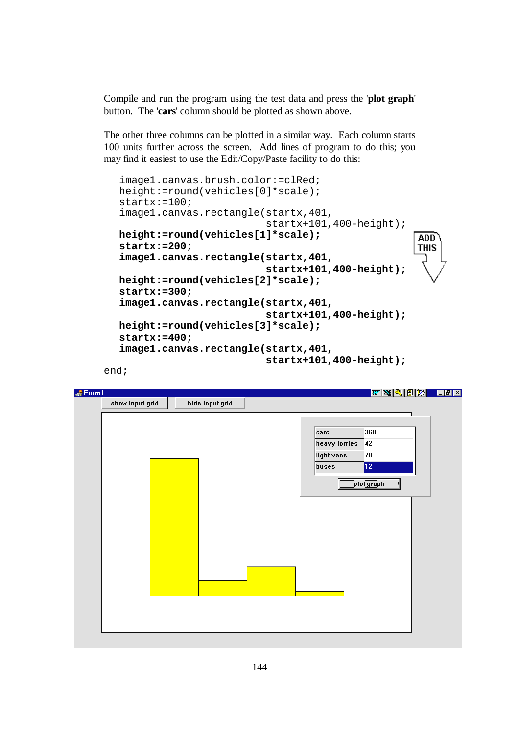Compile and run the program using the test data and press the '**plot graph**' button. The '**cars**' column should be plotted as shown above.

The other three columns can be plotted in a similar way. Each column starts 100 units further across the screen. Add lines of program to do this; you may find it easiest to use the Edit/Copy/Paste facility to do this:

```
   image1.canvas.brush.color:=clRed;
   height:=round(vehicles[0]*scale);
   startx:=100;
   image1.canvas.rectangle(startx,401,
                           startx+101,400-height);
   height:=round(vehicles[1]*scale);
   startx:=200;
   image1.canvas.rectangle(startx,401,
                           startx+101,400-height);
   height:=round(vehicles[2]*scale);
   startx:=300;
   image1.canvas.rectangle(startx,401,
                           startx+101,400-height);
   height:=round(vehicles[3]*scale);
   startx:=400;
   image1.canvas.rectangle(startx,401,
                           startx+101,400-height);
end;
```

ADD THIS

Form1

show input grid | hide input grid

| cars | 368 |
|---|---|
| heavy lorries | 42 |
| light vans | 78 |
| buses | 12 |

plot graph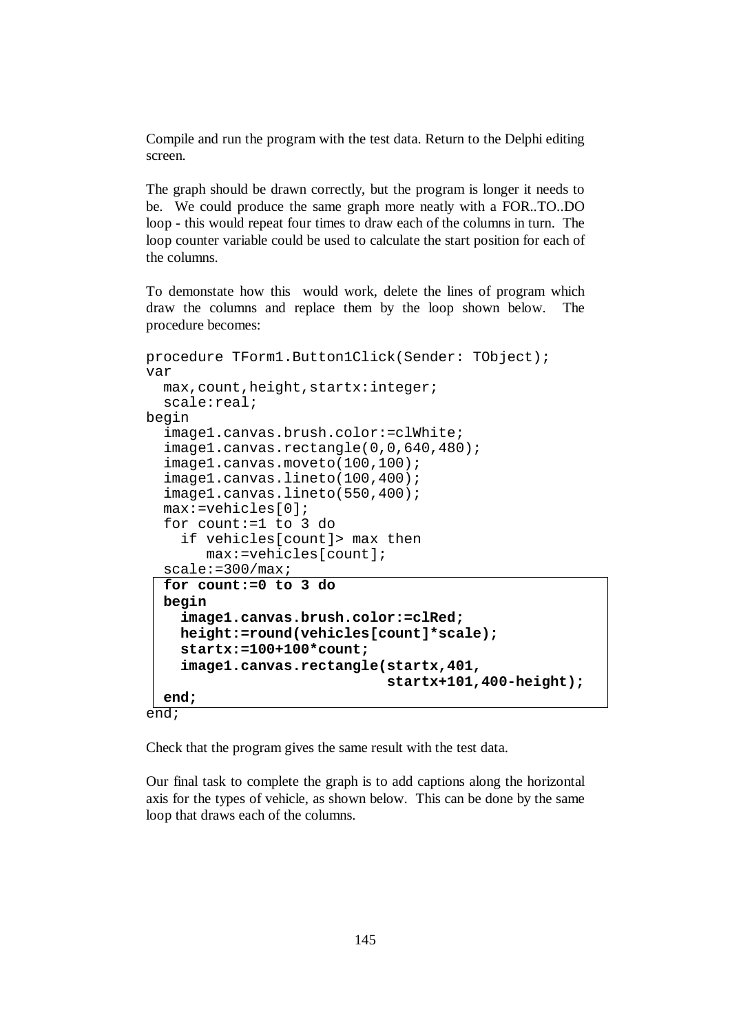Compile and run the program with the test data. Return to the Delphi editing screen.

The graph should be drawn correctly, but the program is longer it needs to be. We could produce the same graph more neatly with a FOR..TO..DO loop - this would repeat four times to draw each of the columns in turn. The loop counter variable could be used to calculate the start position for each of the columns.

To demonstate how this would work, delete the lines of program which draw the columns and replace them by the loop shown below. The procedure becomes:

```
procedure TForm1.Button1Click(Sender: TObject);
var
  max,count,height,startx:integer;
  scale:real;
begin
  image1.canvas.brush.color:=clWhite;
  image1.canvas.rectangle(0,0,640,480);
  image1.canvas.moveto(100,100);
  image1.canvas.lineto(100,400);
  image1.canvas.lineto(550,400);
  max:=vehicles[0];
  for count:=1 to 3 do
    if vehicles[count]> max then
       max:=vehicles[count];
  scale:=300/max;
  for count:=0 to 3 do
  begin
    image1.canvas.brush.color:=clRed;
    height:=round(vehicles[count]*scale);
    startx:=100+100*count;
    image1.canvas.rectangle(startx,401,
                            startx+101,400-height);
  end;
end;
```

Check that the program gives the same result with the test data.

Our final task to complete the graph is to add captions along the horizontal axis for the types of vehicle, as shown below. This can be done by the same loop that draws each of the columns.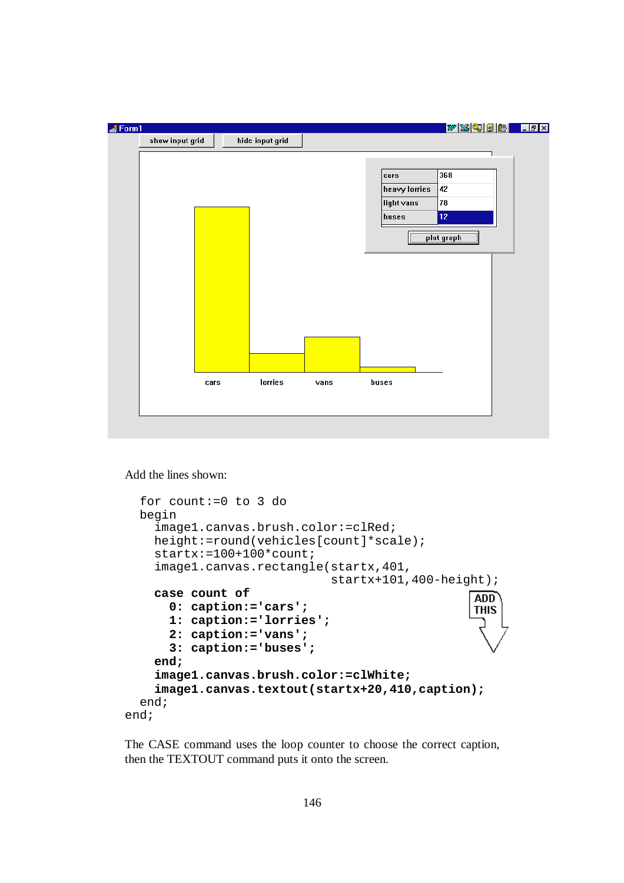Add the lines shown:

```
for count:=0 to 3 do
begin
  image1.canvas.brush.color:=clRed;
  height:=round(vehicles[count]*scale);
  startx:=100+100*count;
  image1.canvas.rectangle(startx,401,
                          startx+101,400-height);
  case count of
    0: caption:='cars';
    1: caption:='lorries';
    2: caption:='vans';
    3: caption:='buses';
  end;
  image1.canvas.brush.color:=clWhite;
  image1.canvas.textout(startx+20,410,caption);
end;
end;
```

The CASE command uses the loop counter to choose the correct caption, then the TEXTOUT command puts it onto the screen.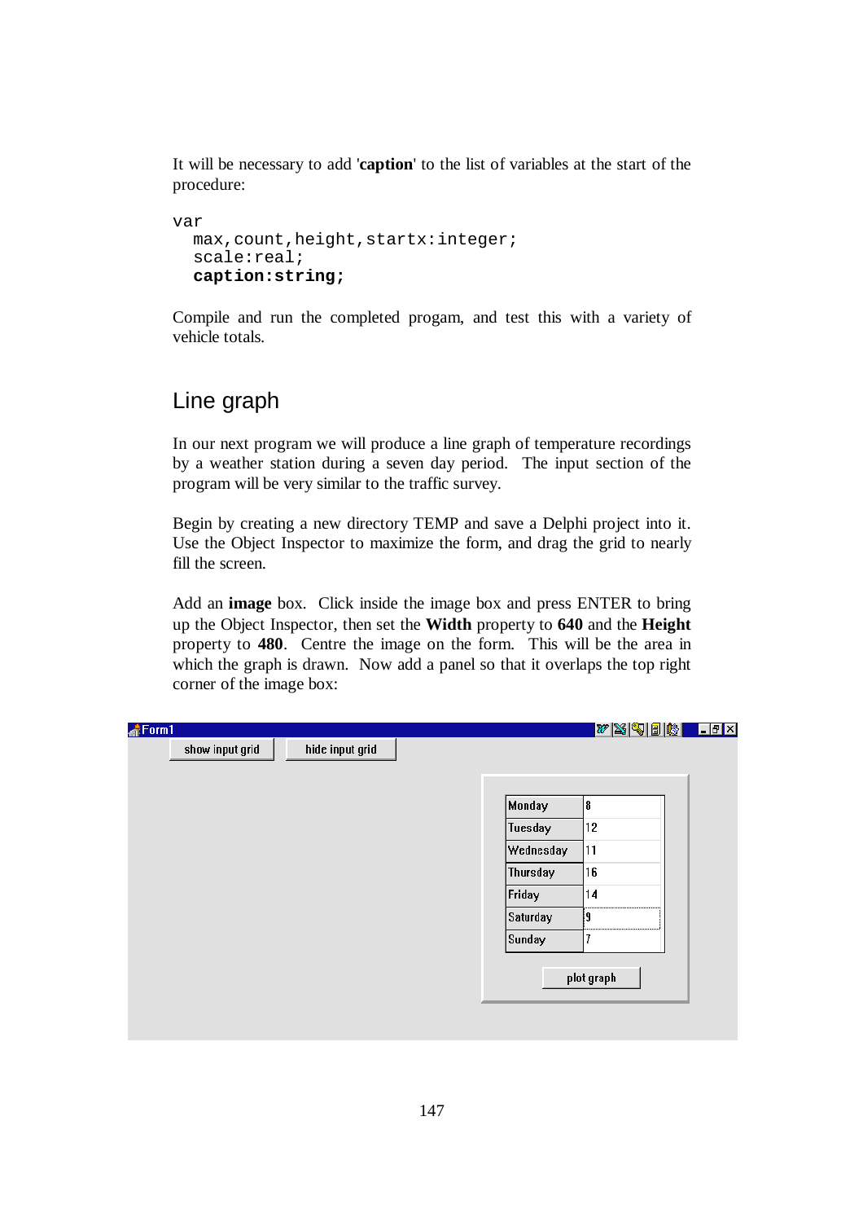It will be necessary to add '**caption**' to the list of variables at the start of the procedure:

```
var
  max,count,height,startx:integer;
  scale:real;
  caption:string;
```

Compile and run the completed progam, and test this with a variety of vehicle totals.

## Line graph

In our next program we will produce a line graph of temperature recordings by a weather station during a seven day period. The input section of the program will be very similar to the traffic survey.

Begin by creating a new directory TEMP and save a Delphi project into it. Use the Object Inspector to maximize the form, and drag the grid to nearly fill the screen.

Add an **image** box. Click inside the image box and press ENTER to bring up the Object Inspector, then set the **Width** property to **640** and the **Height** property to **480**. Centre the image on the form. This will be the area in which the graph is drawn. Now add a panel so that it overlaps the top right corner of the image box: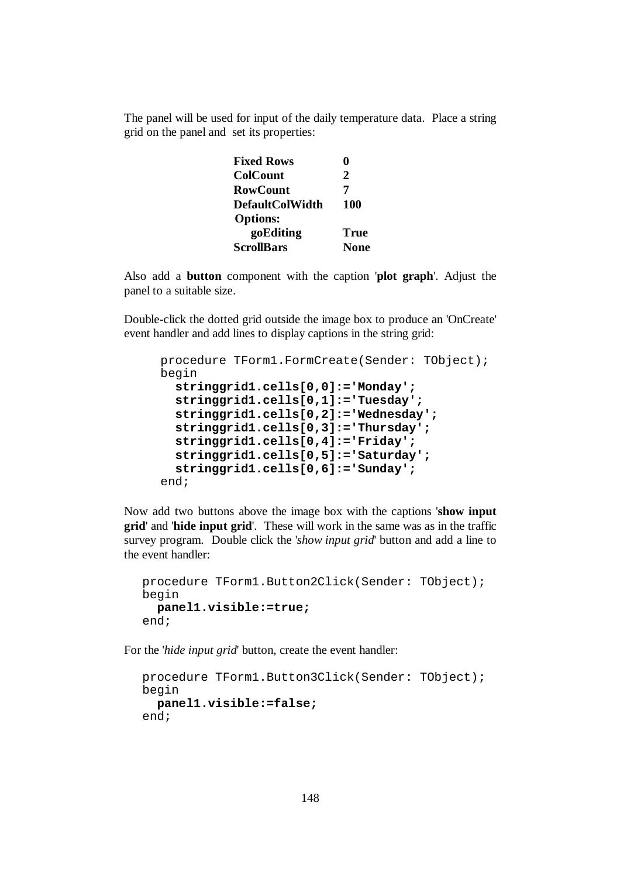The panel will be used for input of the daily temperature data. Place a string grid on the panel and set its properties:

| | |
|---|---|
| **Fixed Rows** | **0** |
| **ColCount** | **2** |
| **RowCount** | **7** |
| **DefaultColWidth** | **100** |
| **Options:** | |
| **goEditing** | **True** |
| **ScrollBars** | **None** |

Also add a **button** component with the caption '**plot graph**'. Adjust the panel to a suitable size.

Double-click the dotted grid outside the image box to produce an 'OnCreate' event handler and add lines to display captions in the string grid:

```
procedure TForm1.FormCreate(Sender: TObject);
begin
  stringgrid1.cells[0,0]:='Monday';
  stringgrid1.cells[0,1]:='Tuesday';
  stringgrid1.cells[0,2]:='Wednesday';
  stringgrid1.cells[0,3]:='Thursday';
  stringgrid1.cells[0,4]:='Friday';
  stringgrid1.cells[0,5]:='Saturday';
  stringgrid1.cells[0,6]:='Sunday';
end;
```

Now add two buttons above the image box with the captions '**show input grid**' and '**hide input grid**'. These will work in the same was as in the traffic survey program. Double click the '*show input grid*' button and add a line to the event handler:

```
procedure TForm1.Button2Click(Sender: TObject);
begin
  panel1.visible:=true;
end;
```

For the '*hide input grid*' button, create the event handler:

```
procedure TForm1.Button3Click(Sender: TObject);
begin
  panel1.visible:=false;
end;
```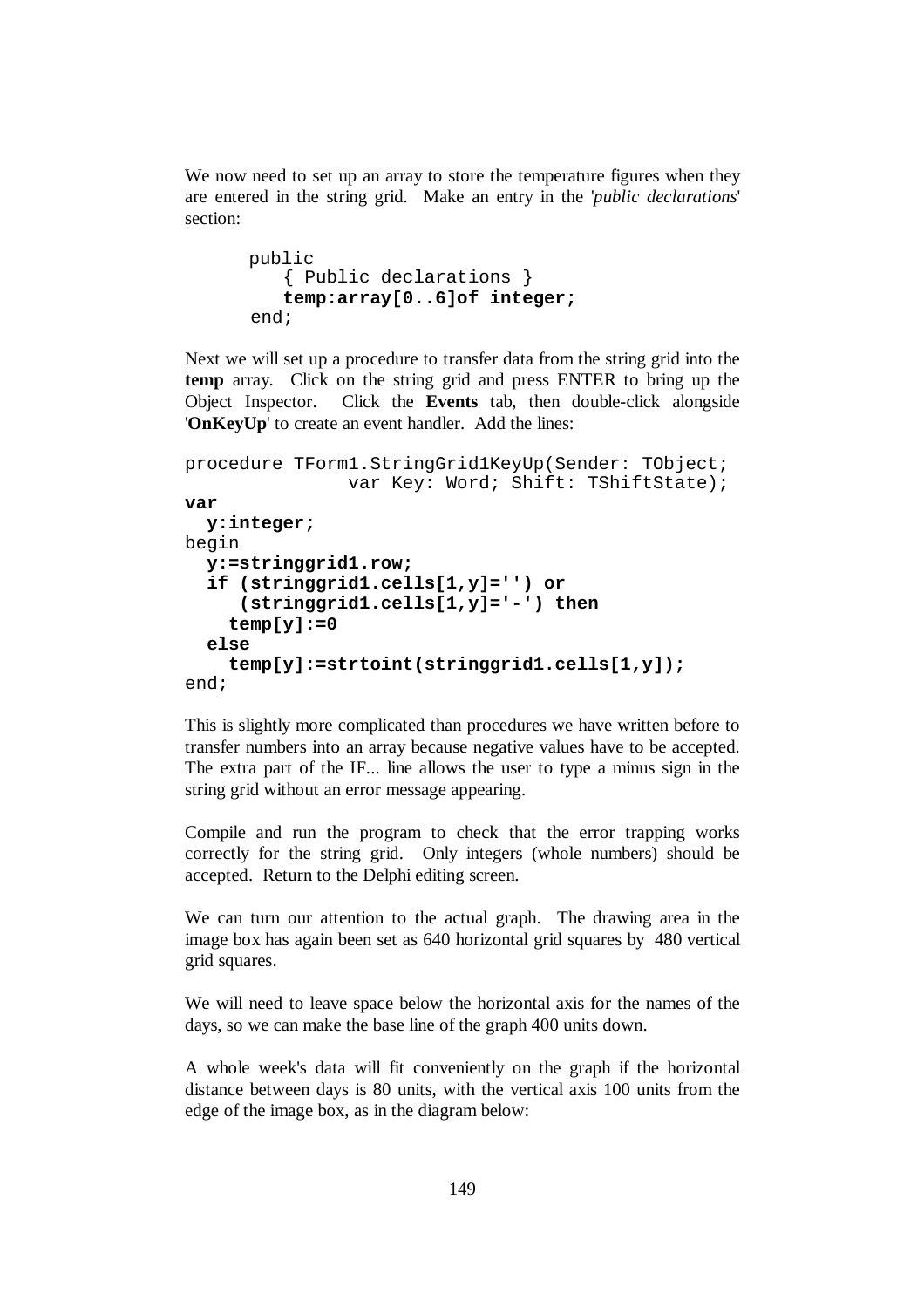We now need to set up an array to store the temperature figures when they are entered in the string grid. Make an entry in the '*public declarations*' section:

```
public
   { Public declarations }
   temp:array[0..6]of integer;
end;
```

Next we will set up a procedure to transfer data from the string grid into the **temp** array. Click on the string grid and press ENTER to bring up the Object Inspector. Click the **Events** tab, then double-click alongside '**OnKeyUp**' to create an event handler. Add the lines:

```
procedure TForm1.StringGrid1KeyUp(Sender: TObject;
               var Key: Word; Shift: TShiftState);
var
  y:integer;
begin
  y:=stringgrid1.row;
  if (stringgrid1.cells[1,y]='') or
     (stringgrid1.cells[1,y]='-') then
    temp[y]:=0
  else
    temp[y]:=strtoint(stringgrid1.cells[1,y]);
end;
```

This is slightly more complicated than procedures we have written before to transfer numbers into an array because negative values have to be accepted. The extra part of the IF... line allows the user to type a minus sign in the string grid without an error message appearing.

Compile and run the program to check that the error trapping works correctly for the string grid. Only integers (whole numbers) should be accepted. Return to the Delphi editing screen.

We can turn our attention to the actual graph. The drawing area in the image box has again been set as 640 horizontal grid squares by 480 vertical grid squares.

We will need to leave space below the horizontal axis for the names of the days, so we can make the base line of the graph 400 units down.

A whole week's data will fit conveniently on the graph if the horizontal distance between days is 80 units, with the vertical axis 100 units from the edge of the image box, as in the diagram below: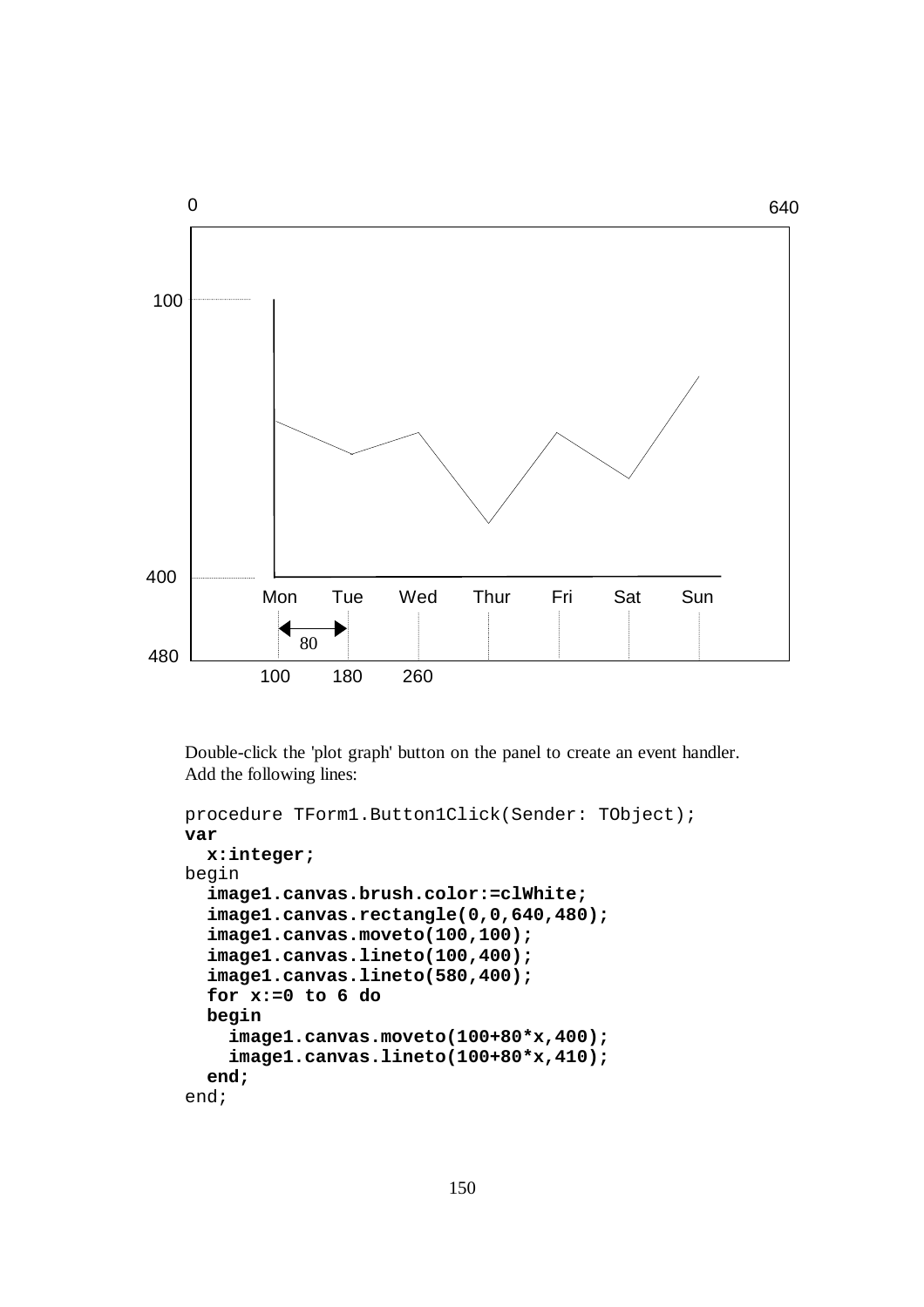Double-click the 'plot graph' button on the panel to create an event handler. Add the following lines:

```
procedure TForm1.Button1Click(Sender: TObject);
var
  x:integer;
begin
  image1.canvas.brush.color:=clWhite;
  image1.canvas.rectangle(0,0,640,480);
  image1.canvas.moveto(100,100);
  image1.canvas.lineto(100,400);
  image1.canvas.lineto(580,400);
  for x:=0 to 6 do
  begin
    image1.canvas.moveto(100+80*x,400);
    image1.canvas.lineto(100+80*x,410);
  end;
end;
```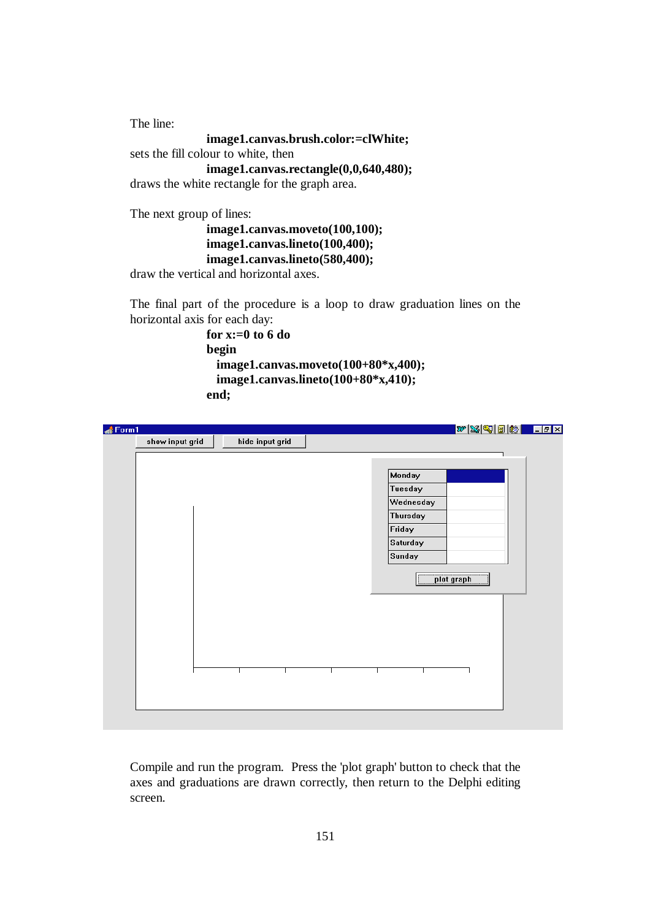The line:

```
image1.canvas.brush.color:=clWhite;
```

sets the fill colour to white, then

```
image1.canvas.rectangle(0,0,640,480);
```

draws the white rectangle for the graph area.

The next group of lines:

```
image1.canvas.moveto(100,100);
image1.canvas.lineto(100,400);
image1.canvas.lineto(580,400);
```

draw the vertical and horizontal axes.

The final part of the procedure is a loop to draw graduation lines on the horizontal axis for each day:

```
for x:=0 to 6 do
begin
  image1.canvas.moveto(100+80*x,400);
  image1.canvas.lineto(100+80*x,410);
end;
```

Compile and run the program. Press the 'plot graph' button to check that the axes and graduations are drawn correctly, then return to the Delphi editing screen.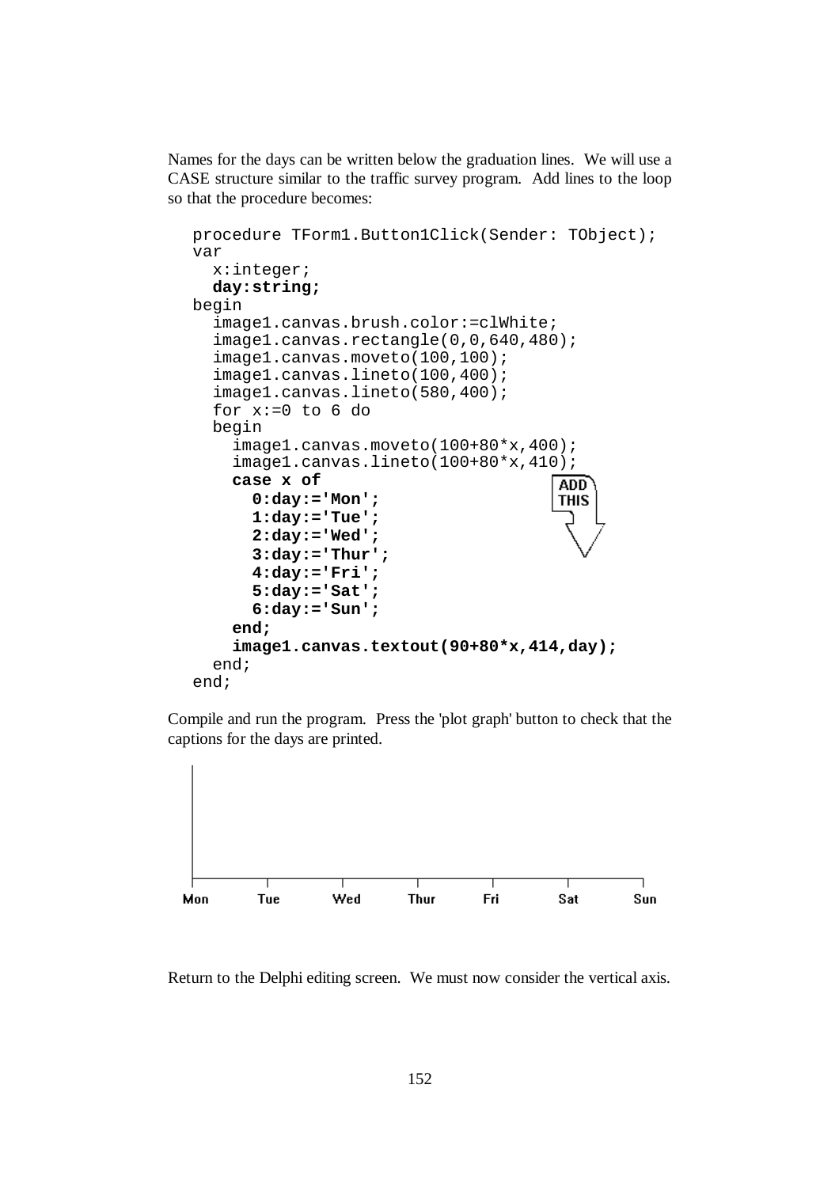Names for the days can be written below the graduation lines. We will use a CASE structure similar to the traffic survey program. Add lines to the loop so that the procedure becomes:

```
procedure TForm1.Button1Click(Sender: TObject);
var
  x:integer;
  day:string;
begin
  image1.canvas.brush.color:=clWhite;
  image1.canvas.rectangle(0,0,640,480);
  image1.canvas.moveto(100,100);
  image1.canvas.lineto(100,400);
  image1.canvas.lineto(580,400);
  for x:=0 to 6 do
  begin
    image1.canvas.moveto(100+80*x,400);
    image1.canvas.lineto(100+80*x,410);
    case x of
      0:day:='Mon';
      1:day:='Tue';
      2:day:='Wed';
      3:day:='Thur';
      4:day:='Fri';
      5:day:='Sat';
      6:day:='Sun';
    end;
    image1.canvas.textout(90+80*x,414,day);
  end;
end;
```

ADD THIS

Compile and run the program. Press the 'plot graph' button to check that the captions for the days are printed.

Mon Tue Wed Thur Fri Sat Sun

Return to the Delphi editing screen. We must now consider the vertical axis.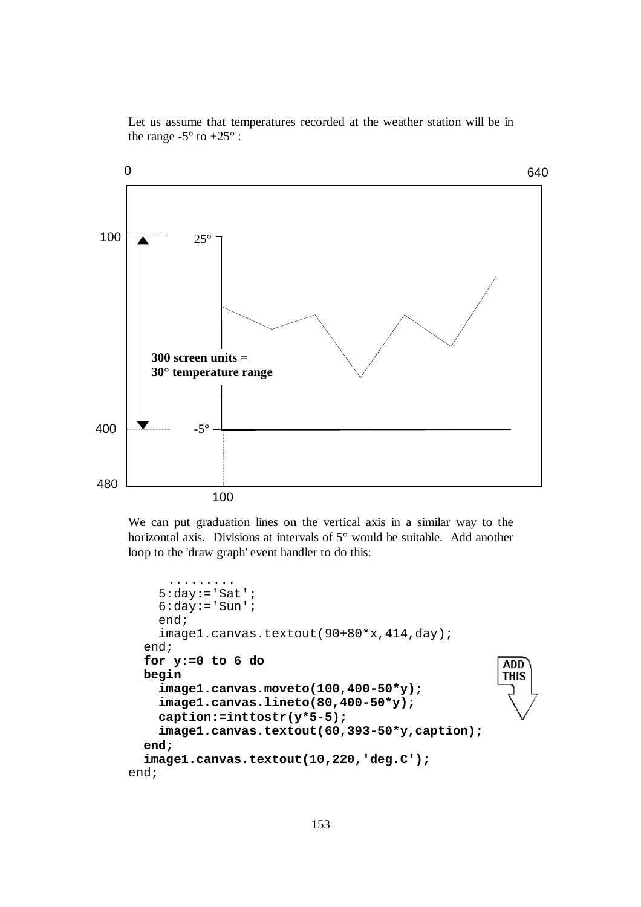Let us assume that temperatures recorded at the weather station will be in the range -5° to +25° :

0

640

100

25°

300 screen units =
30° temperature range

400

-5°

480

100

We can put graduation lines on the vertical axis in a similar way to the horizontal axis. Divisions at intervals of 5° would be suitable. Add another loop to the 'draw graph' event handler to do this:

```
     .........
    5:day:='Sat';
    6:day:='Sun';
    end;
    image1.canvas.textout(90+80*x,414,day);
  end;
  for y:=0 to 6 do
  begin
    image1.canvas.moveto(100,400-50*y);
    image1.canvas.lineto(80,400-50*y);
    caption:=inttostr(y*5-5);
    image1.canvas.textout(60,393-50*y,caption);
  end;
  image1.canvas.textout(10,220,'deg.C');
end;
```

ADD THIS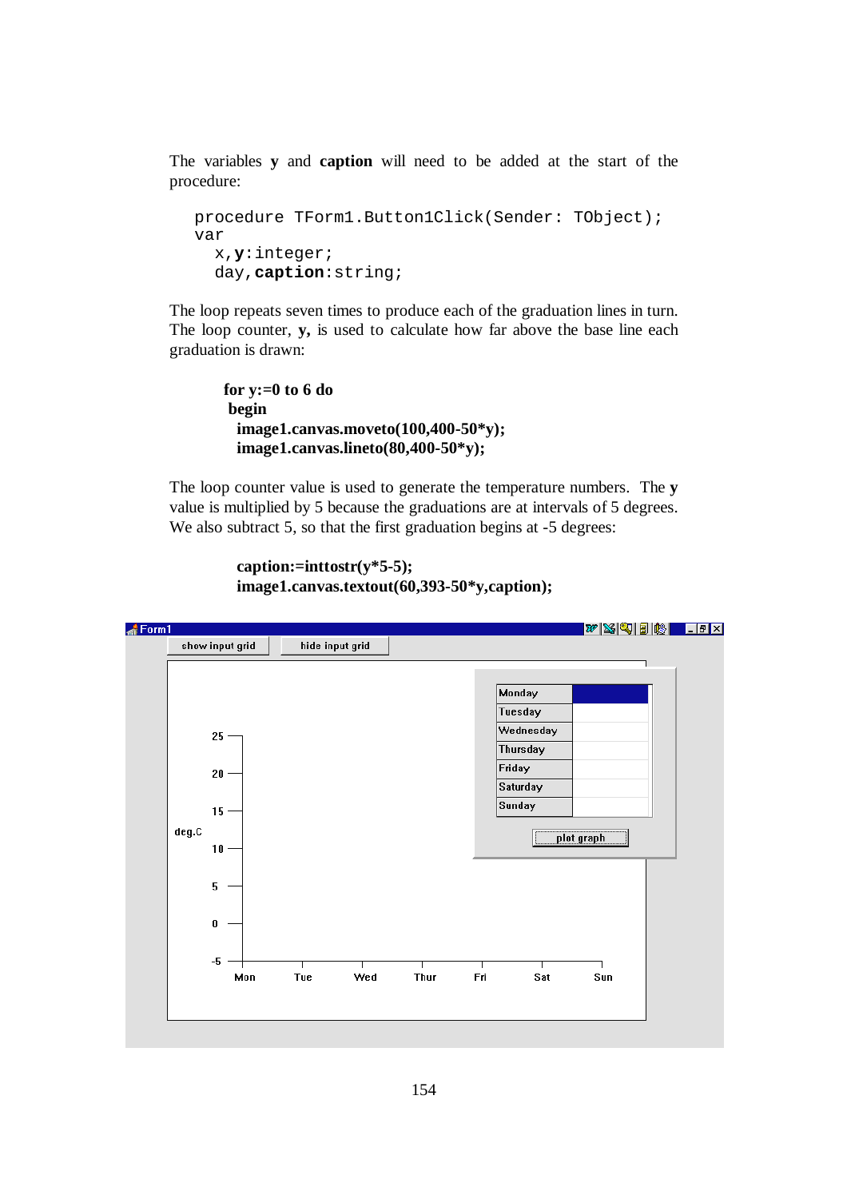The variables **y** and **caption** will need to be added at the start of the procedure:

```
procedure TForm1.Button1Click(Sender: TObject);
var
  x,y:integer;
  day,caption:string;
```

The loop repeats seven times to produce each of the graduation lines in turn. The loop counter, **y,** is used to calculate how far above the base line each graduation is drawn:

```
for y:=0 to 6 do
 begin
  image1.canvas.moveto(100,400-50*y);
  image1.canvas.lineto(80,400-50*y);
```

The loop counter value is used to generate the temperature numbers. The **y** value is multiplied by 5 because the graduations are at intervals of 5 degrees. We also subtract 5, so that the first graduation begins at -5 degrees:

```
  caption:=inttostr(y*5-5);
  image1.canvas.textout(60,393-50*y,caption);
```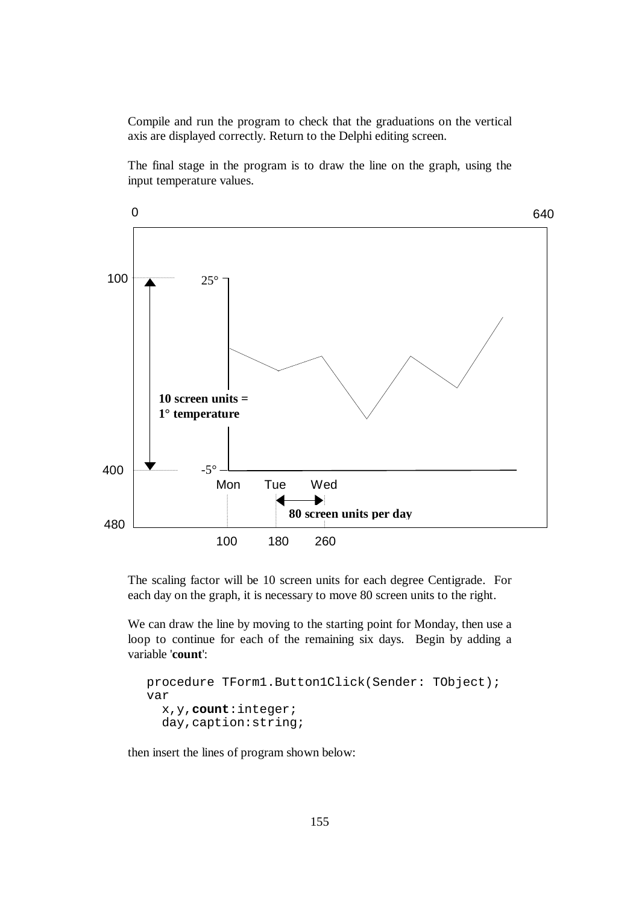Compile and run the program to check that the graduations on the vertical axis are displayed correctly. Return to the Delphi editing screen.

The final stage in the program is to draw the line on the graph, using the input temperature values.

The scaling factor will be 10 screen units for each degree Centigrade. For each day on the graph, it is necessary to move 80 screen units to the right.

We can draw the line by moving to the starting point for Monday, then use a loop to continue for each of the remaining six days. Begin by adding a variable '**count**':

```
procedure TForm1.Button1Click(Sender: TObject);
var
  x,y,count:integer;
  day,caption:string;
```

then insert the lines of program shown below: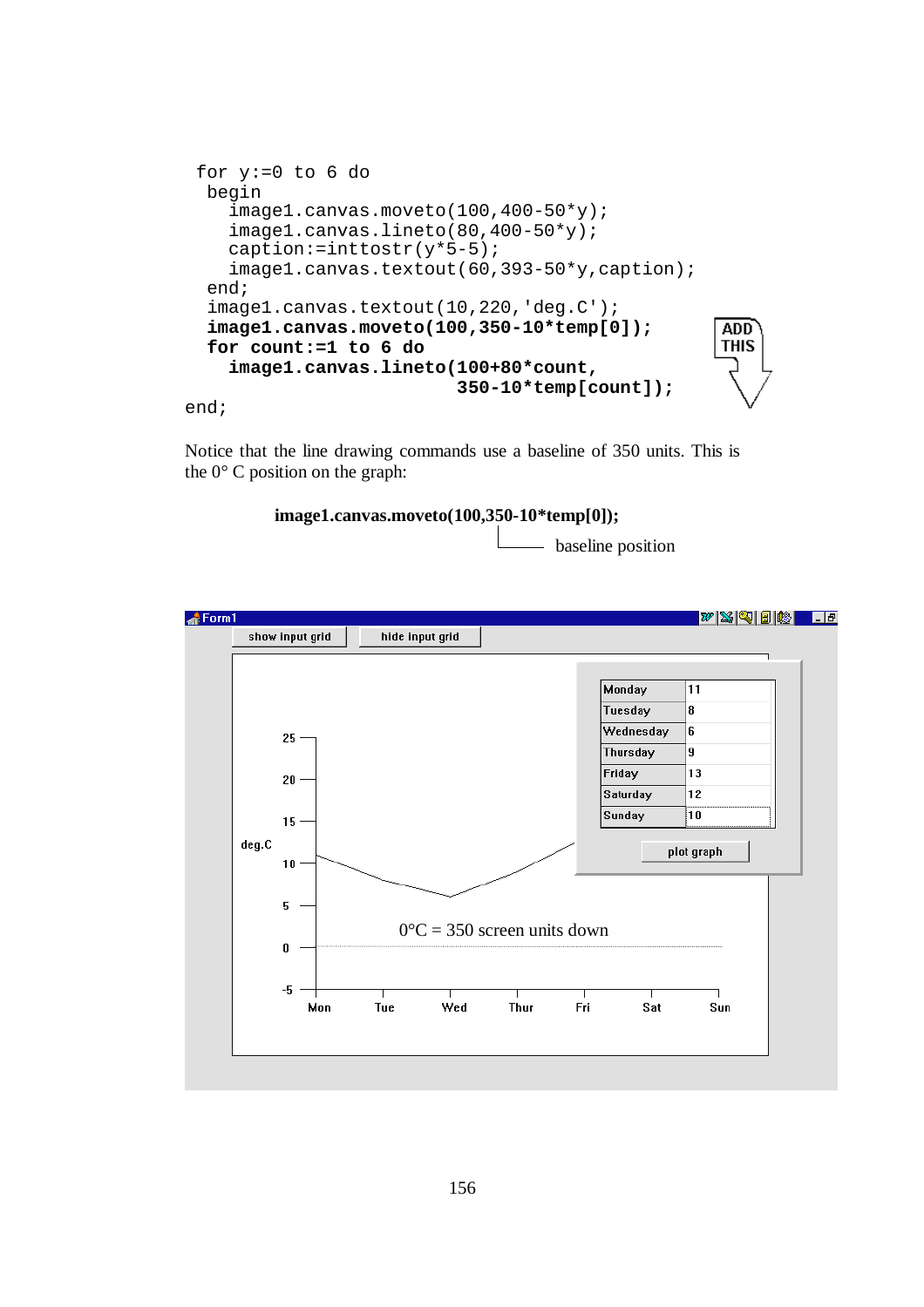```
for y:=0 to 6 do
  begin
    image1.canvas.moveto(100,400-50*y);
    image1.canvas.lineto(80,400-50*y);
    caption:=inttostr(y*5-5);
    image1.canvas.textout(60,393-50*y,caption);
  end;
  image1.canvas.textout(10,220,'deg.C');
  image1.canvas.moveto(100,350-10*temp[0]);
  for count:=1 to 6 do
    image1.canvas.lineto(100+80*count,
                         350-10*temp[count]);
end;
```

ADD THIS

Notice that the line drawing commands use a baseline of 350 units. This is the 0° C position on the graph:

**image1.canvas.moveto(100,350-10*temp[0]);**

baseline position

0°C = 350 screen units down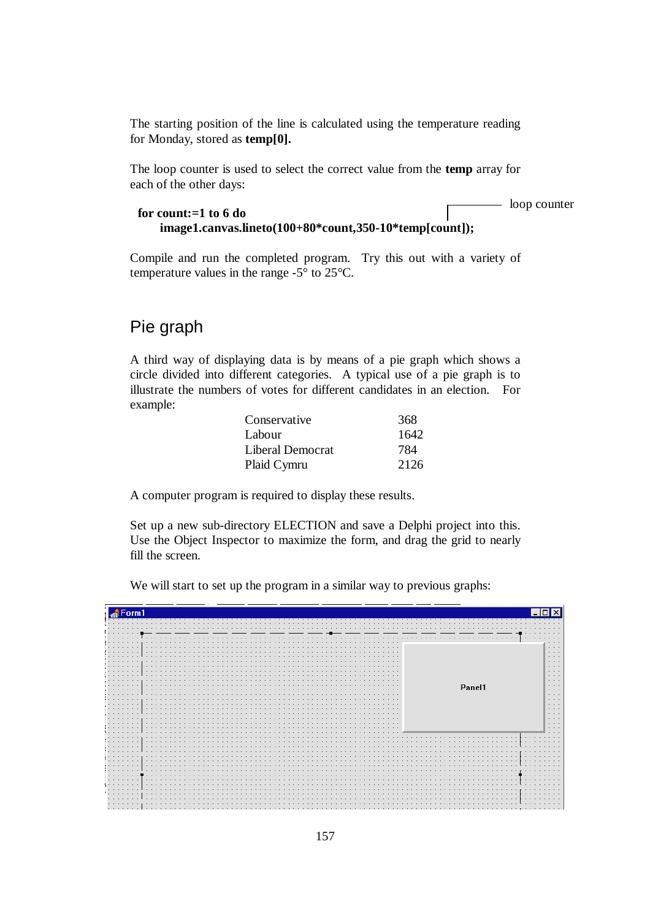The starting position of the line is calculated using the temperature reading for Monday, stored as **temp[0].**

The loop counter is used to select the correct value from the **temp** array for each of the other days:

```
for count:=1 to 6 do
    image1.canvas.lineto(100+80*count,350-10*temp[count]);
```

loop counter

Compile and run the completed program. Try this out with a variety of temperature values in the range -5° to 25°C.

## Pie graph

A third way of displaying data is by means of a pie graph which shows a circle divided into different categories. A typical use of a pie graph is to illustrate the numbers of votes for different candidates in an election. For example:

| | |
|---|---|
| Conservative | 368 |
| Labour | 1642 |
| Liberal Democrat | 784 |
| Plaid Cymru | 2126 |

A computer program is required to display these results.

Set up a new sub-directory ELECTION and save a Delphi project into this. Use the Object Inspector to maximize the form, and drag the grid to nearly fill the screen.

We will start to set up the program in a similar way to previous graphs: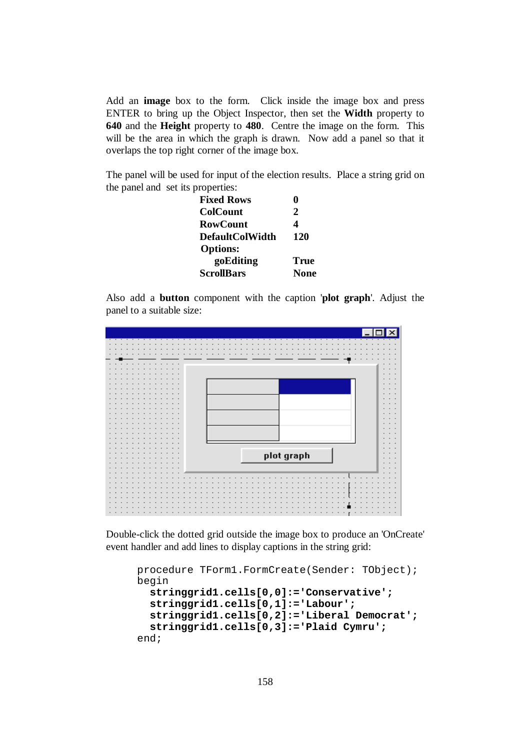Add an **image** box to the form. Click inside the image box and press ENTER to bring up the Object Inspector, then set the **Width** property to **640** and the **Height** property to **480**. Centre the image on the form. This will be the area in which the graph is drawn. Now add a panel so that it overlaps the top right corner of the image box.

The panel will be used for input of the election results. Place a string grid on the panel and set its properties:

| | |
|---|---|
| **Fixed Rows** | **0** |
| **ColCount** | **2** |
| **RowCount** | **4** |
| **DefaultColWidth** | **120** |
| **Options:** | |
| **goEditing** | **True** |
| **ScrollBars** | **None** |

Also add a **button** component with the caption '**plot graph**'. Adjust the panel to a suitable size:

Double-click the dotted grid outside the image box to produce an 'OnCreate' event handler and add lines to display captions in the string grid:

```
procedure TForm1.FormCreate(Sender: TObject);
begin
  stringgrid1.cells[0,0]:='Conservative';
  stringgrid1.cells[0,1]:='Labour';
  stringgrid1.cells[0,2]:='Liberal Democrat';
  stringgrid1.cells[0,3]:='Plaid Cymru';
end;
```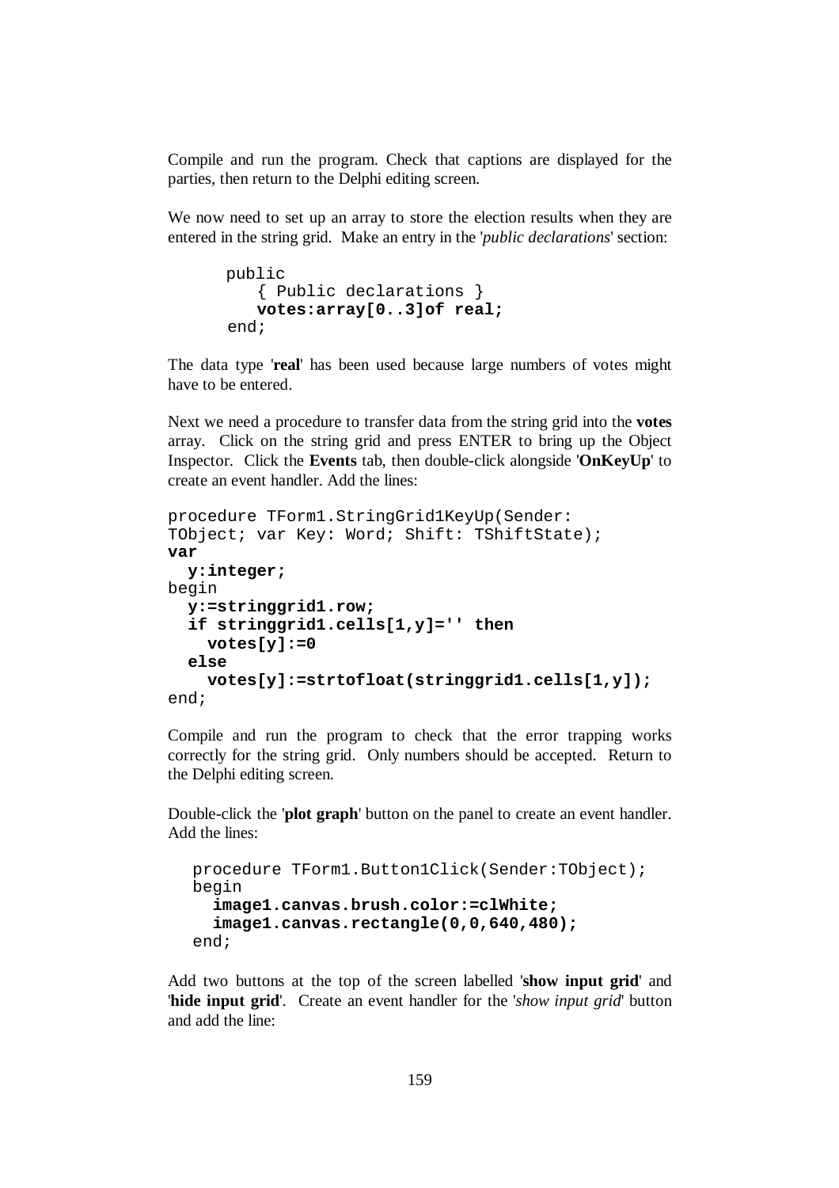Compile and run the program. Check that captions are displayed for the parties, then return to the Delphi editing screen.

We now need to set up an array to store the election results when they are entered in the string grid. Make an entry in the '*public declarations*' section:

```
public
   { Public declarations }
   votes:array[0..3]of real;
end;
```

The data type '**real**' has been used because large numbers of votes might have to be entered.

Next we need a procedure to transfer data from the string grid into the **votes** array. Click on the string grid and press ENTER to bring up the Object Inspector. Click the **Events** tab, then double-click alongside '**OnKeyUp**' to create an event handler. Add the lines:

```
procedure TForm1.StringGrid1KeyUp(Sender:
TObject; var Key: Word; Shift: TShiftState);
var
  y:integer;
begin
  y:=stringgrid1.row;
  if stringgrid1.cells[1,y]='' then
    votes[y]:=0
  else
    votes[y]:=strtofloat(stringgrid1.cells[1,y]);
end;
```

Compile and run the program to check that the error trapping works correctly for the string grid. Only numbers should be accepted. Return to the Delphi editing screen.

Double-click the '**plot graph**' button on the panel to create an event handler. Add the lines:

```
procedure TForm1.Button1Click(Sender:TObject);
begin
  image1.canvas.brush.color:=clWhite;
  image1.canvas.rectangle(0,0,640,480);
end;
```

Add two buttons at the top of the screen labelled '**show input grid**' and '**hide input grid**'. Create an event handler for the '*show input grid*' button and add the line: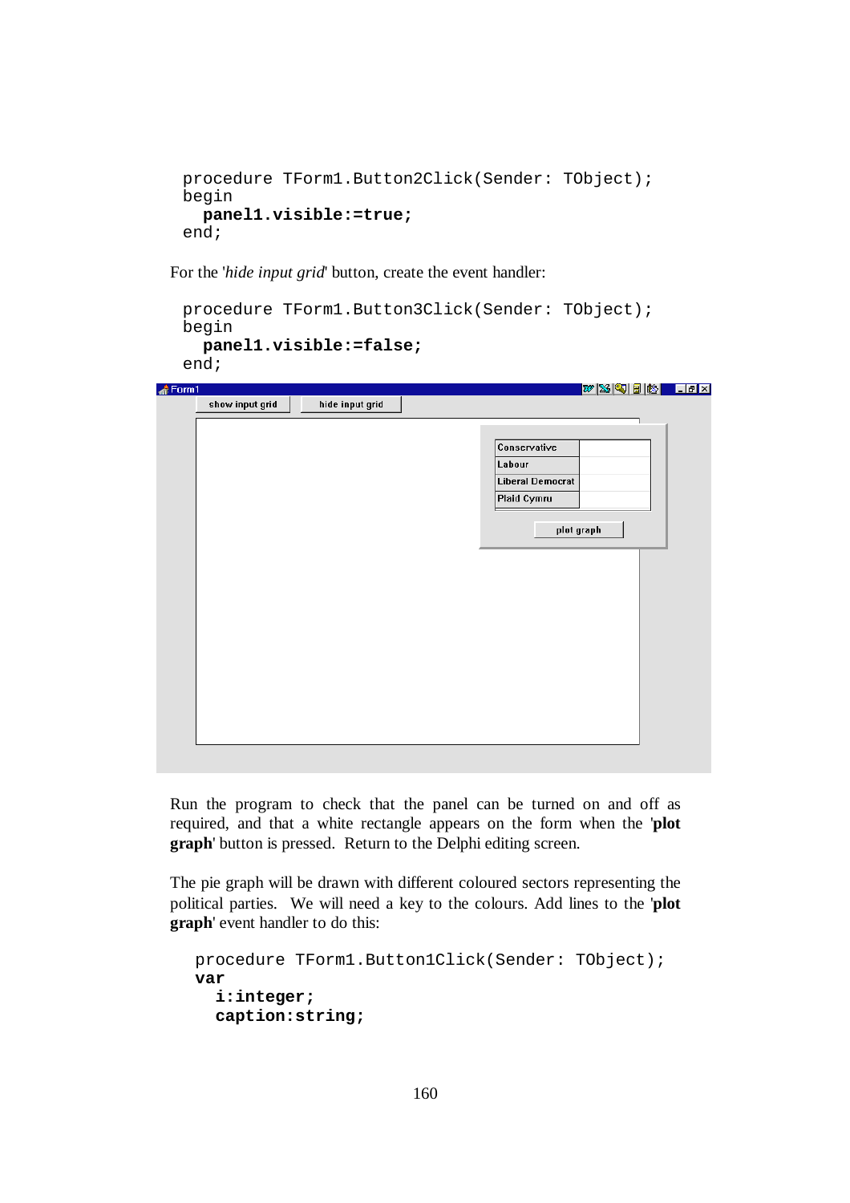```
procedure TForm1.Button2Click(Sender: TObject);
begin
  panel1.visible:=true;
end;
```

For the '*hide input grid*' button, create the event handler:

```
procedure TForm1.Button3Click(Sender: TObject);
begin
  panel1.visible:=false;
end;
```

Run the program to check that the panel can be turned on and off as required, and that a white rectangle appears on the form when the '**plot graph**' button is pressed. Return to the Delphi editing screen.

The pie graph will be drawn with different coloured sectors representing the political parties. We will need a key to the colours. Add lines to the '**plot graph**' event handler to do this:

```
procedure TForm1.Button1Click(Sender: TObject);
var
  i:integer;
  caption:string;
```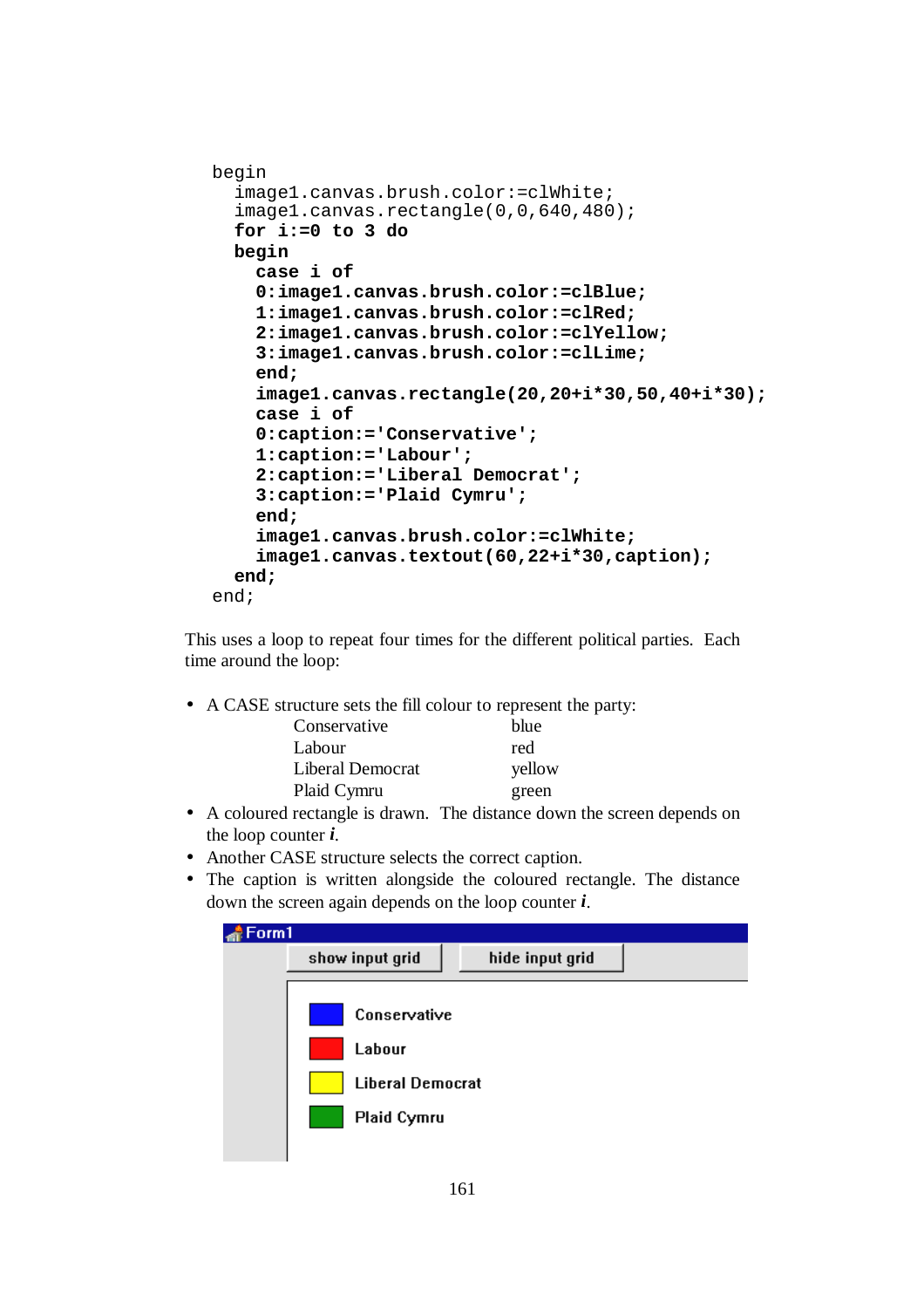```
begin
  image1.canvas.brush.color:=clWhite;
  image1.canvas.rectangle(0,0,640,480);
  for i:=0 to 3 do
  begin
    case i of
    0:image1.canvas.brush.color:=clBlue;
    1:image1.canvas.brush.color:=clRed;
    2:image1.canvas.brush.color:=clYellow;
    3:image1.canvas.brush.color:=clLime;
    end;
    image1.canvas.rectangle(20,20+i*30,50,40+i*30);
    case i of
    0:caption:='Conservative';
    1:caption:='Labour';
    2:caption:='Liberal Democrat';
    3:caption:='Plaid Cymru';
    end;
    image1.canvas.brush.color:=clWhite;
    image1.canvas.textout(60,22+i*30,caption);
  end;
end;
```

This uses a loop to repeat four times for the different political parties. Each time around the loop:

- A CASE structure sets the fill colour to represent the party:

| | |
|---|---|
| Conservative | blue |
| Labour | red |
| Liberal Democrat | yellow |
| Plaid Cymru | green |

- A coloured rectangle is drawn. The distance down the screen depends on the loop counter ***i***.
- Another CASE structure selects the correct caption.
- The caption is written alongside the coloured rectangle. The distance down the screen again depends on the loop counter ***i***.

Form1

show input grid | hide input grid

Conservative
Labour
Liberal Democrat
Plaid Cymru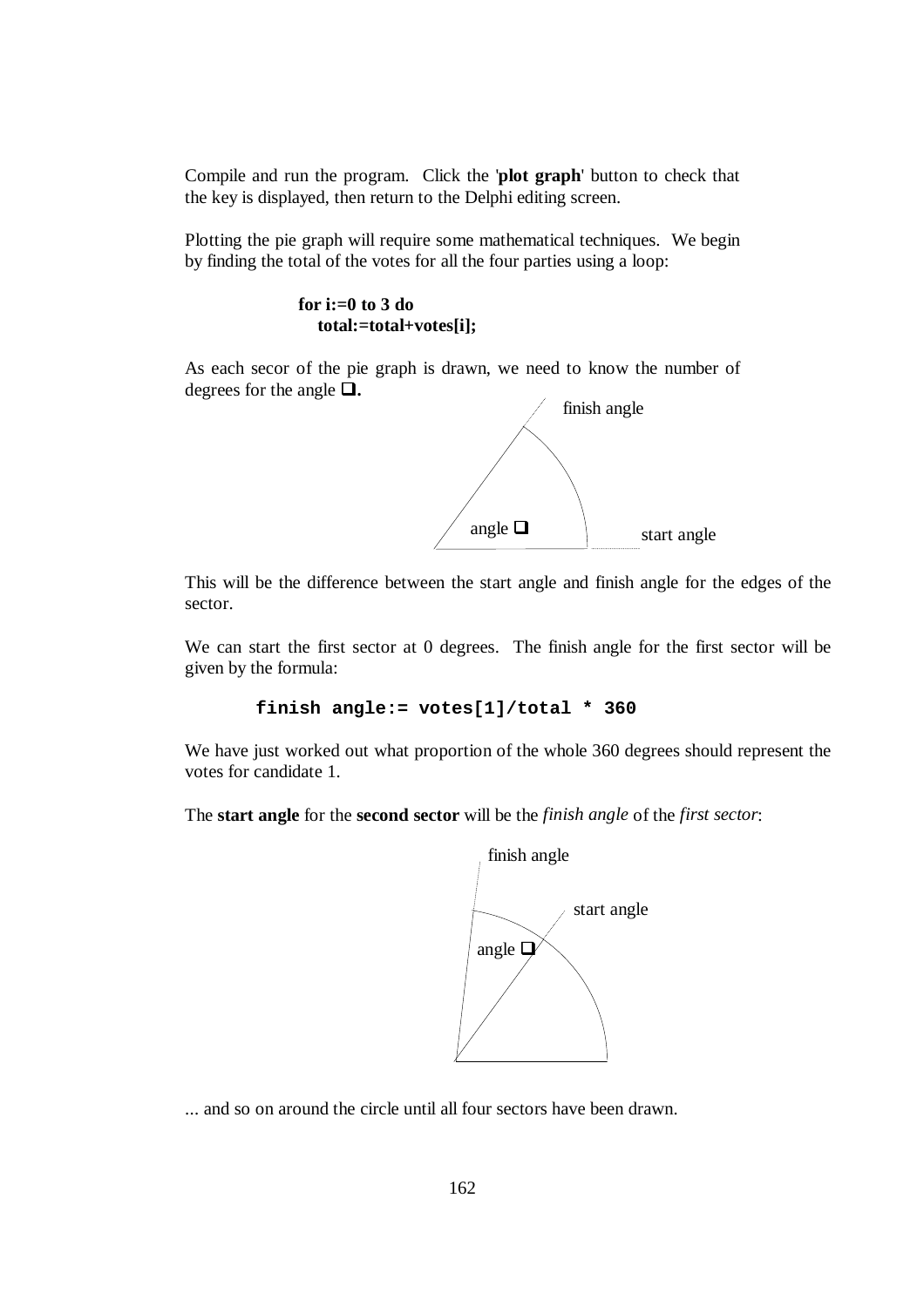Compile and run the program. Click the '**plot graph**' button to check that the key is displayed, then return to the Delphi editing screen.

Plotting the pie graph will require some mathematical techniques. We begin by finding the total of the votes for all the four parties using a loop:

```
for i:=0 to 3 do
   total:=total+votes[i];
```

As each secor of the pie graph is drawn, we need to know the number of degrees for the angle ❑.

finish angle

angle ❑

start angle

This will be the difference between the start angle and finish angle for the edges of the sector.

We can start the first sector at 0 degrees. The finish angle for the first sector will be given by the formula:

```
finish angle:= votes[1]/total * 360
```

We have just worked out what proportion of the whole 360 degrees should represent the votes for candidate 1.

The **start angle** for the **second sector** will be the *finish angle* of the *first sector*:

finish angle

start angle

angle ❑

... and so on around the circle until all four sectors have been drawn.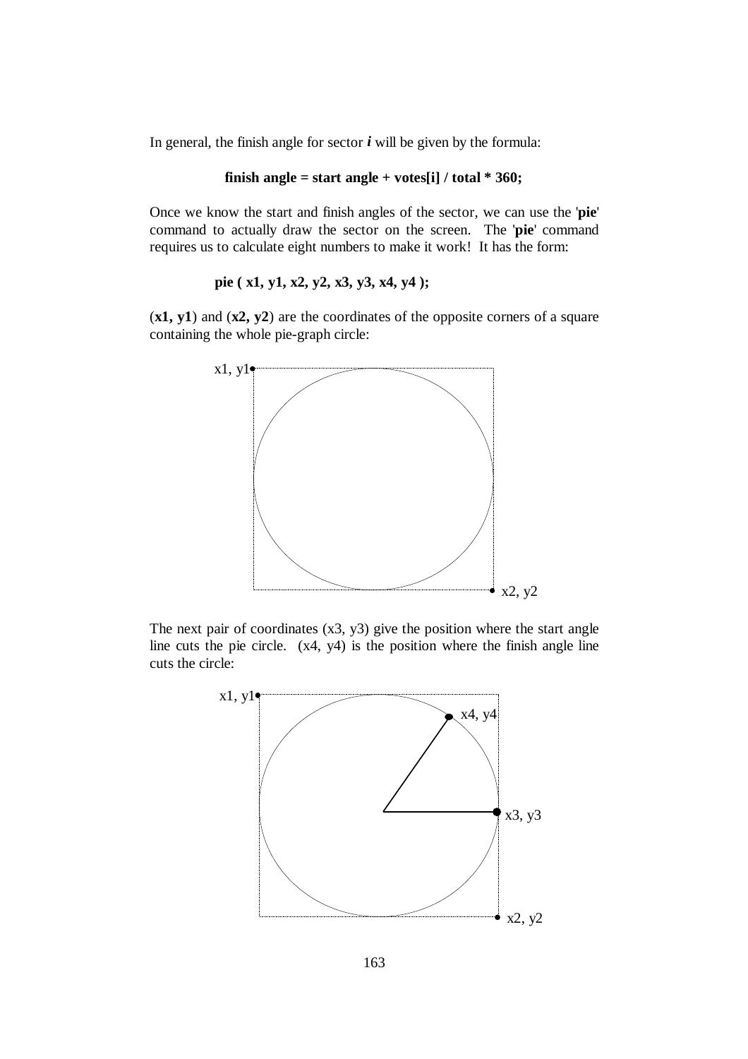In general, the finish angle for sector ***i*** will be given by the formula:

**finish angle = start angle + votes[i] / total * 360;**

Once we know the start and finish angles of the sector, we can use the '**pie**' command to actually draw the sector on the screen. The '**pie**' command requires us to calculate eight numbers to make it work! It has the form:

**pie ( x1, y1, x2, y2, x3, y3, x4, y4 );**

(**x1, y1**) and (**x2, y2**) are the coordinates of the opposite corners of a square containing the whole pie-graph circle:

The next pair of coordinates (x3, y3) give the position where the start angle line cuts the pie circle. (x4, y4) is the position where the finish angle line cuts the circle: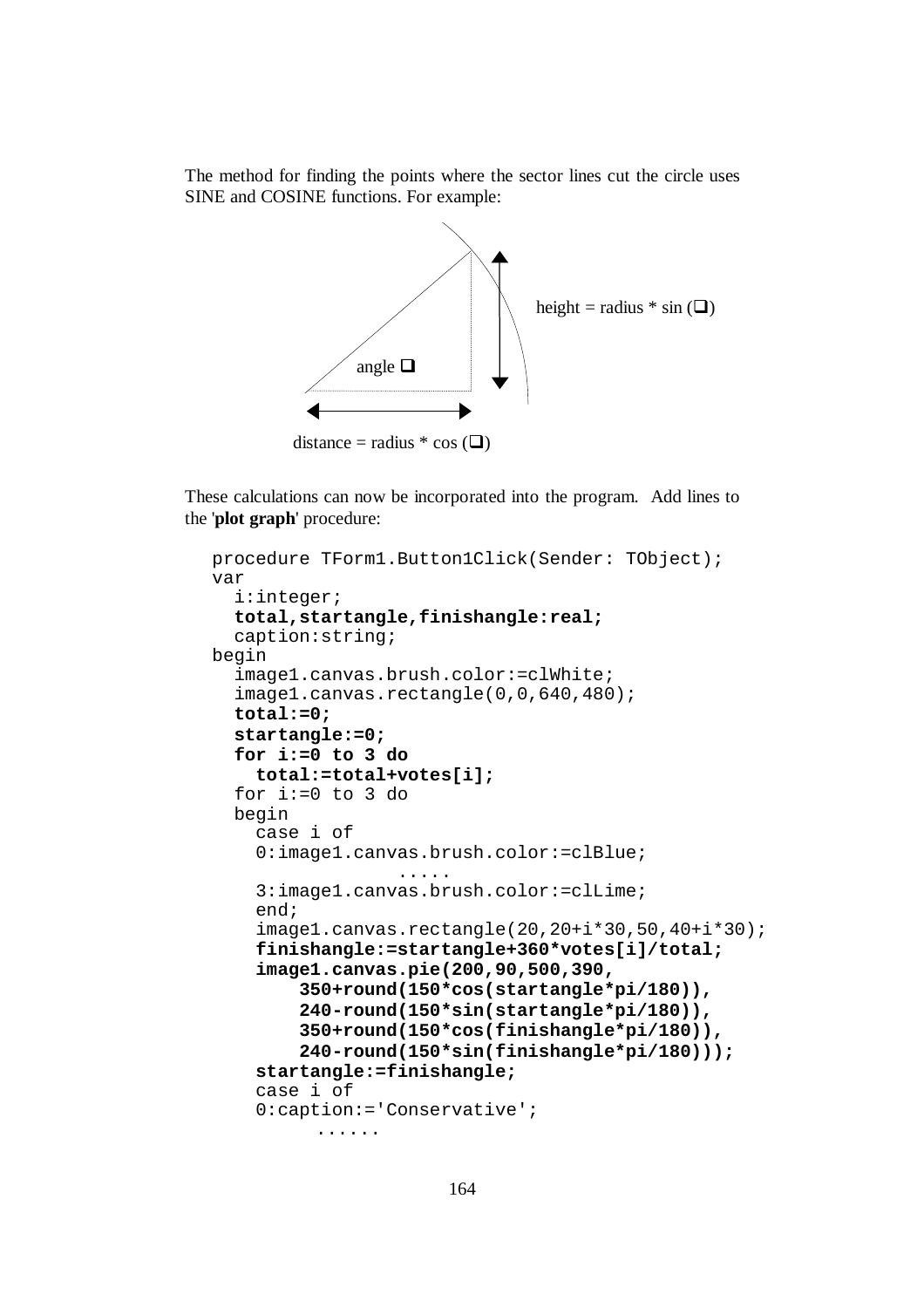The method for finding the points where the sector lines cut the circle uses SINE and COSINE functions. For example:

height = radius * sin (❑)

angle ❑

distance = radius * cos (❑)

These calculations can now be incorporated into the program. Add lines to the '**plot graph**' procedure:

```
procedure TForm1.Button1Click(Sender: TObject);
var
  i:integer;
  total,startangle,finishangle:real;
  caption:string;
begin
  image1.canvas.brush.color:=clWhite;
  image1.canvas.rectangle(0,0,640,480);
  total:=0;
  startangle:=0;
  for i:=0 to 3 do
    total:=total+votes[i];
  for i:=0 to 3 do
  begin
    case i of
    0:image1.canvas.brush.color:=clBlue;
               .....
    3:image1.canvas.brush.color:=clLime;
    end;
    image1.canvas.rectangle(20,20+i*30,50,40+i*30);
    finishangle:=startangle+360*votes[i]/total;
    image1.canvas.pie(200,90,500,390,
        350+round(150*cos(startangle*pi/180)),
        240-round(150*sin(startangle*pi/180)),
        350+round(150*cos(finishangle*pi/180)),
        240-round(150*sin(finishangle*pi/180)));
    startangle:=finishangle;
    case i of
    0:caption:='Conservative';
          ......
```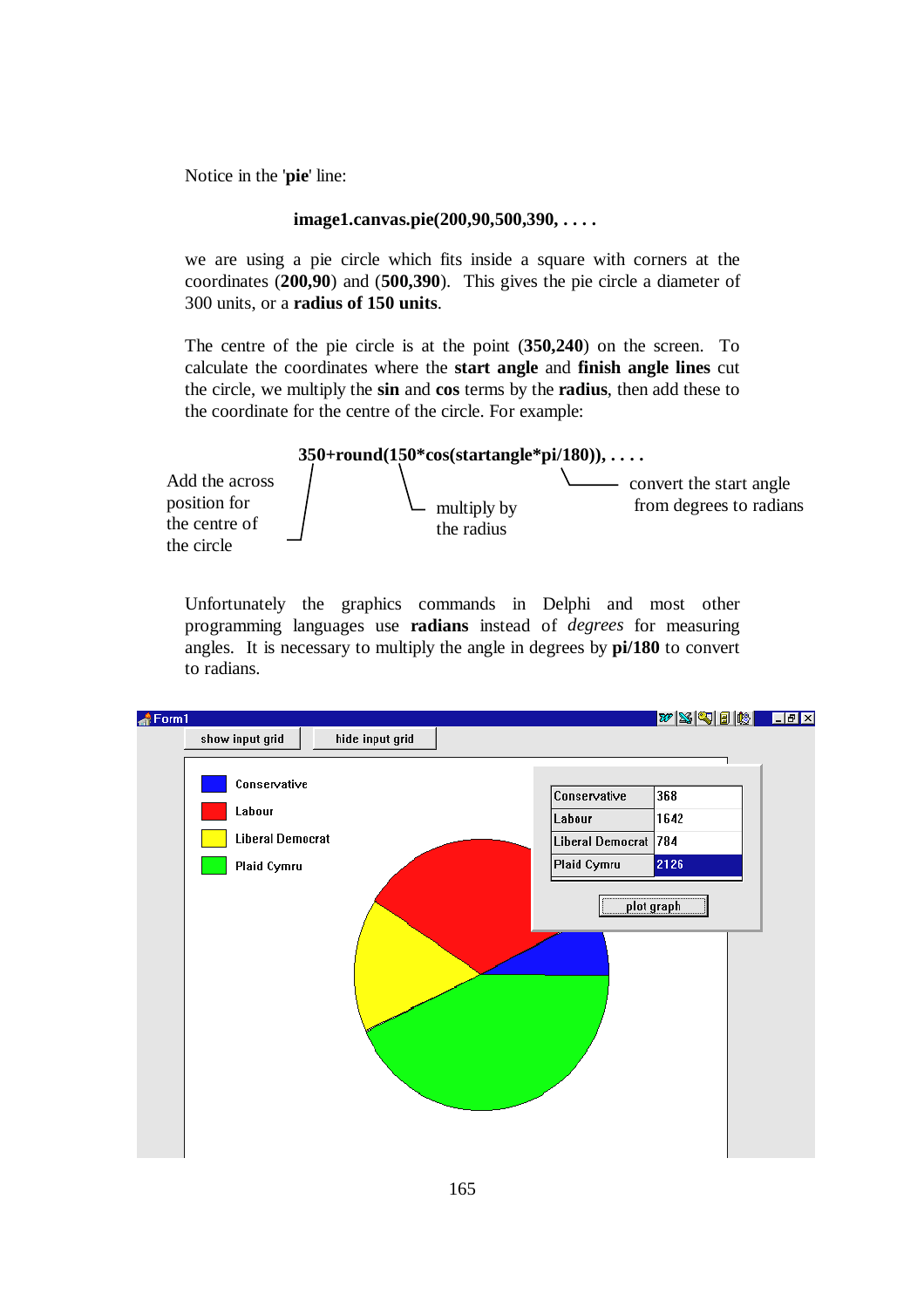Notice in the '**pie**' line:

**image1.canvas.pie(200,90,500,390, . . . .**

we are using a pie circle which fits inside a square with corners at the coordinates (**200,90**) and (**500,390**). This gives the pie circle a diameter of 300 units, or a **radius of 150 units**.

The centre of the pie circle is at the point (**350,240**) on the screen. To calculate the coordinates where the **start angle** and **finish angle lines** cut the circle, we multiply the **sin** and **cos** terms by the **radius**, then add these to the coordinate for the centre of the circle. For example:

**350+round(150*cos(startangle*pi/180)), . . . .**

- Add the across position for the centre of the circle
- multiply by the radius
- convert the start angle from degrees to radians

Unfortunately the graphics commands in Delphi and most other programming languages use **radians** instead of *degrees* for measuring angles. It is necessary to multiply the angle in degrees by **pi/180** to convert to radians.

Form1

show input grid | hide input grid

- Conservative
- Labour
- Liberal Democrat
- Plaid Cymru

| | |
|---|---|
| Conservative | 368 |
| Labour | 1642 |
| Liberal Democrat | 784 |
| Plaid Cymru | 2126 |

plot graph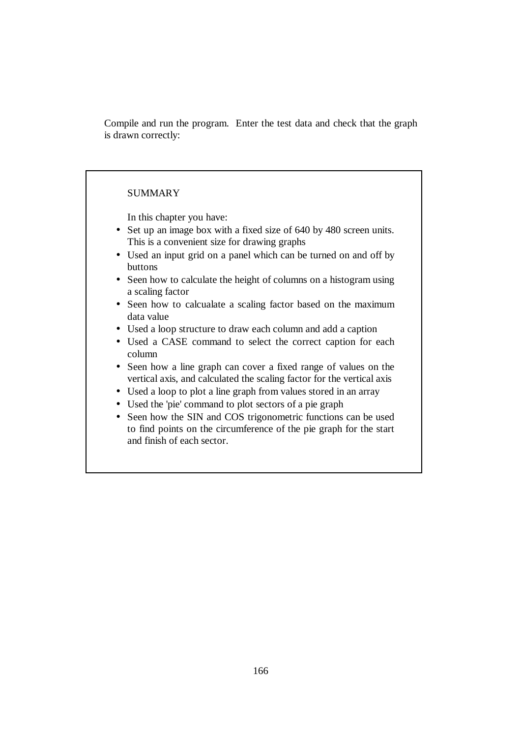Compile and run the program. Enter the test data and check that the graph is drawn correctly:

SUMMARY

In this chapter you have:

- Set up an image box with a fixed size of 640 by 480 screen units. This is a convenient size for drawing graphs
- Used an input grid on a panel which can be turned on and off by buttons
- Seen how to calculate the height of columns on a histogram using a scaling factor
- Seen how to calcualate a scaling factor based on the maximum data value
- Used a loop structure to draw each column and add a caption
- Used a CASE command to select the correct caption for each column
- Seen how a line graph can cover a fixed range of values on the vertical axis, and calculated the scaling factor for the vertical axis
- Used a loop to plot a line graph from values stored in an array
- Used the 'pie' command to plot sectors of a pie graph
- Seen how the SIN and COS trigonometric functions can be used to find points on the circumference of the pie graph for the start and finish of each sector.